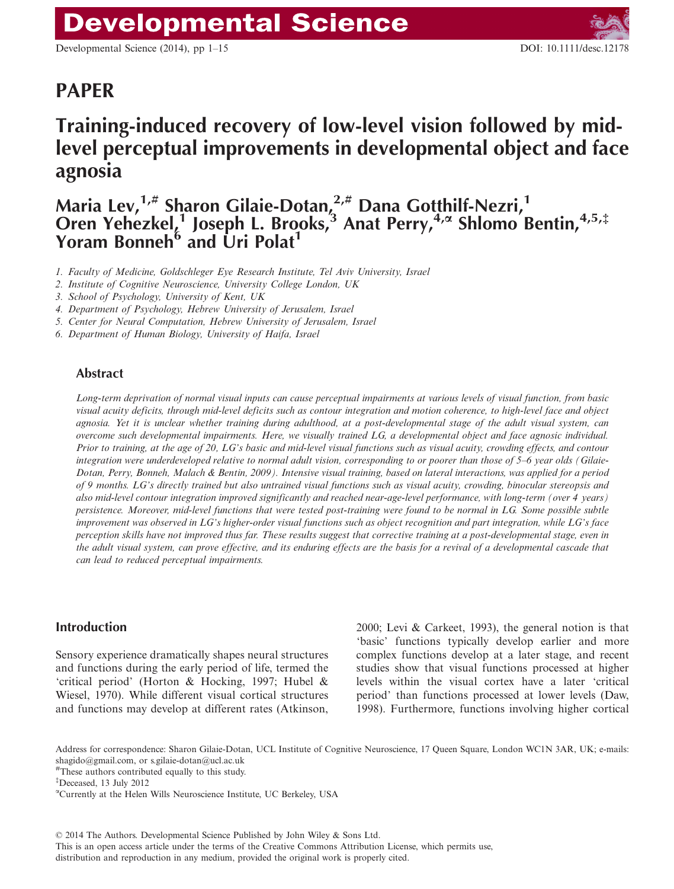Developmental Science (2014), pp 1–15 DOI: 10.1111/desc.12178

PAPER

# Training-induced recovery of low-level vision followed by mid-level perceptual improvements in developmental object and face agnosia

**Maria Lev,[1,#] Sharon Gilaie-Dotan,[2,#] Dana Gotthilf-Nezri,[1] Oren Yehezkel,[1] Joseph L. Brooks,[3] Anat Perry,[4,α] Shlomo Bentin,[4,5,‡] Yoram Bonneh[6] and Uri Polat[1]**

1. Faculty of Medicine, Goldschleger Eye Research Institute, Tel Aviv University, Israel
2. Institute of Cognitive Neuroscience, University College London, UK
3. School of Psychology, University of Kent, UK
4. Department of Psychology, Hebrew University of Jerusalem, Israel
5. Center for Neural Computation, Hebrew University of Jerusalem, Israel
6. Department of Human Biology, University of Haifa, Israel

## Abstract

*Long-term deprivation of normal visual inputs can cause perceptual impairments at various levels of visual function, from basic visual acuity deficits, through mid-level deficits such as contour integration and motion coherence, to high-level face and object agnosia. Yet it is unclear whether training during adulthood, at a post-developmental stage of the adult visual system, can overcome such developmental impairments. Here, we visually trained LG, a developmental object and face agnosic individual. Prior to training, at the age of 20, LG's basic and mid-level visual functions such as visual acuity, crowding effects, and contour integration were underdeveloped relative to normal adult vision, corresponding to or poorer than those of 5–6 year olds (Gilaie-Dotan, Perry, Bonneh, Malach & Bentin, 2009). Intensive visual training, based on lateral interactions, was applied for a period of 9 months. LG's directly trained but also untrained visual functions such as visual acuity, crowding, binocular stereopsis and also mid-level contour integration improved significantly and reached near-age-level performance, with long-term (over 4 years) persistence. Moreover, mid-level functions that were tested post-training were found to be normal in LG. Some possible subtle improvement was observed in LG's higher-order visual functions such as object recognition and part integration, while LG's face perception skills have not improved thus far. These results suggest that corrective training at a post-developmental stage, even in the adult visual system, can prove effective, and its enduring effects are the basis for a revival of a developmental cascade that can lead to reduced perceptual impairments.*

## Introduction

Sensory experience dramatically shapes neural structures and functions during the early period of life, termed the 'critical period' (Horton & Hocking, 1997; Hubel & Wiesel, 1970). While different visual cortical structures and functions may develop at different rates (Atkinson, 2000; Levi & Carkeet, 1993), the general notion is that 'basic' functions typically develop earlier and more complex functions develop at a later stage, and recent studies show that visual functions processed at higher levels within the visual cortex have a later 'critical period' than functions processed at lower levels (Daw, 1998). Furthermore, functions involving higher cortical

Address for correspondence: Sharon Gilaie-Dotan, UCL Institute of Cognitive Neuroscience, 17 Queen Square, London WC1N 3AR, UK; e-mails: shagido@gmail.com, or s.gilaie-dotan@ucl.ac.uk

[#]These authors contributed equally to this study.

[‡]Deceased, 13 July 2012

[α]Currently at the Helen Wills Neuroscience Institute, UC Berkeley, USA

© 2014 The Authors. Developmental Science Published by John Wiley & Sons Ltd.
This is an open access article under the terms of the Creative Commons Attribution License, which permits use, distribution and reproduction in any medium, provided the original work is properly cited.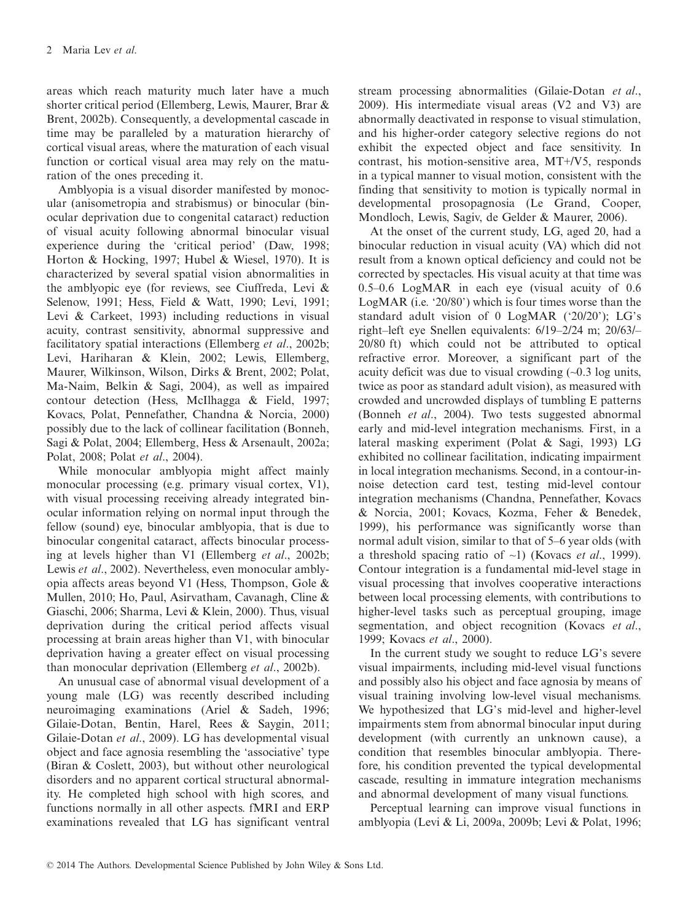areas which reach maturity much later have a much shorter critical period (Ellemberg, Lewis, Maurer, Brar & Brent, 2002b). Consequently, a developmental cascade in time may be paralleled by a maturation hierarchy of cortical visual areas, where the maturation of each visual function or cortical visual area may rely on the maturation of the ones preceding it.

Amblyopia is a visual disorder manifested by monocular (anisometropia and strabismus) or binocular (binocular deprivation due to congenital cataract) reduction of visual acuity following abnormal binocular visual experience during the 'critical period' (Daw, 1998; Horton & Hocking, 1997; Hubel & Wiesel, 1970). It is characterized by several spatial vision abnormalities in the amblyopic eye (for reviews, see Ciuffreda, Levi & Selenow, 1991; Hess, Field & Watt, 1990; Levi, 1991; Levi & Carkeet, 1993) including reductions in visual acuity, contrast sensitivity, abnormal suppressive and facilitatory spatial interactions (Ellemberg *et al*., 2002b; Levi, Hariharan & Klein, 2002; Lewis, Ellemberg, Maurer, Wilkinson, Wilson, Dirks & Brent, 2002; Polat, Ma-Naim, Belkin & Sagi, 2004), as well as impaired contour detection (Hess, McIlhagga & Field, 1997; Kovacs, Polat, Pennefather, Chandna & Norcia, 2000) possibly due to the lack of collinear facilitation (Bonneh, Sagi & Polat, 2004; Ellemberg, Hess & Arsenault, 2002a; Polat, 2008; Polat *et al*., 2004).

While monocular amblyopia might affect mainly monocular processing (e.g. primary visual cortex, V1), with visual processing receiving already integrated binocular information relying on normal input through the fellow (sound) eye, binocular amblyopia, that is due to binocular congenital cataract, affects binocular processing at levels higher than V1 (Ellemberg *et al*., 2002b; Lewis *et al*., 2002). Nevertheless, even monocular amblyopia affects areas beyond V1 (Hess, Thompson, Gole & Mullen, 2010; Ho, Paul, Asirvatham, Cavanagh, Cline & Giaschi, 2006; Sharma, Levi & Klein, 2000). Thus, visual deprivation during the critical period affects visual processing at brain areas higher than V1, with binocular deprivation having a greater effect on visual processing than monocular deprivation (Ellemberg *et al*., 2002b).

An unusual case of abnormal visual development of a young male (LG) was recently described including neuroimaging examinations (Ariel & Sadeh, 1996; Gilaie-Dotan, Bentin, Harel, Rees & Saygin, 2011; Gilaie-Dotan *et al*., 2009). LG has developmental visual object and face agnosia resembling the 'associative' type (Biran & Coslett, 2003), but without other neurological disorders and no apparent cortical structural abnormality. He completed high school with high scores, and functions normally in all other aspects. fMRI and ERP examinations revealed that LG has significant ventral stream processing abnormalities (Gilaie-Dotan *et al*., 2009). His intermediate visual areas (V2 and V3) are abnormally deactivated in response to visual stimulation, and his higher-order category selective regions do not exhibit the expected object and face sensitivity. In contrast, his motion-sensitive area, MT+/V5, responds in a typical manner to visual motion, consistent with the finding that sensitivity to motion is typically normal in developmental prosopagnosia (Le Grand, Cooper, Mondloch, Lewis, Sagiv, de Gelder & Maurer, 2006).

At the onset of the current study, LG, aged 20, had a binocular reduction in visual acuity (VA) which did not result from a known optical deficiency and could not be corrected by spectacles. His visual acuity at that time was 0.5–0.6 LogMAR in each eye (visual acuity of 0.6 LogMAR (i.e. '20/80') which is four times worse than the standard adult vision of 0 LogMAR ('20/20'); LG's right–left eye Snellen equivalents: 6/19–2/24 m; 20/63/–20/80 ft) which could not be attributed to optical refractive error. Moreover, a significant part of the acuity deficit was due to visual crowding (~0.3 log units, twice as poor as standard adult vision), as measured with crowded and uncrowded displays of tumbling E patterns (Bonneh *et al*., 2004). Two tests suggested abnormal early and mid-level integration mechanisms. First, in a lateral masking experiment (Polat & Sagi, 1993) LG exhibited no collinear facilitation, indicating impairment in local integration mechanisms. Second, in a contour-in-noise detection card test, testing mid-level contour integration mechanisms (Chandna, Pennefather, Kovacs & Norcia, 2001; Kovacs, Kozma, Feher & Benedek, 1999), his performance was significantly worse than normal adult vision, similar to that of 5–6 year olds (with a threshold spacing ratio of ~1) (Kovacs *et al*., 1999). Contour integration is a fundamental mid-level stage in visual processing that involves cooperative interactions between local processing elements, with contributions to higher-level tasks such as perceptual grouping, image segmentation, and object recognition (Kovacs *et al*., 1999; Kovacs *et al*., 2000).

In the current study we sought to reduce LG's severe visual impairments, including mid-level visual functions and possibly also his object and face agnosia by means of visual training involving low-level visual mechanisms. We hypothesized that LG's mid-level and higher-level impairments stem from abnormal binocular input during development (with currently an unknown cause), a condition that resembles binocular amblyopia. Therefore, his condition prevented the typical developmental cascade, resulting in immature integration mechanisms and abnormal development of many visual functions.

Perceptual learning can improve visual functions in amblyopia (Levi & Li, 2009a, 2009b; Levi & Polat, 1996;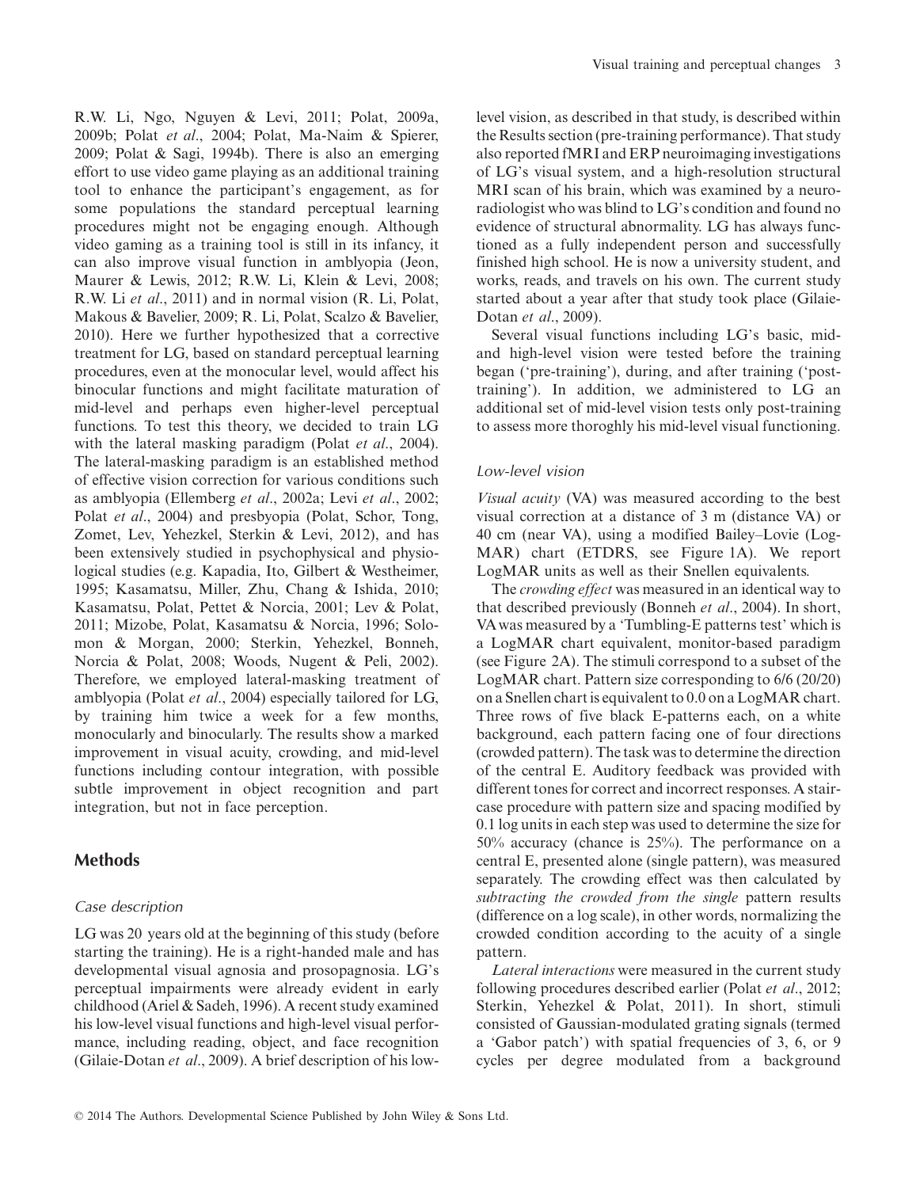R.W. Li, Ngo, Nguyen & Levi, 2011; Polat, 2009a, 2009b; Polat *et al*., 2004; Polat, Ma-Naim & Spierer, 2009; Polat & Sagi, 1994b). There is also an emerging effort to use video game playing as an additional training tool to enhance the participant's engagement, as for some populations the standard perceptual learning procedures might not be engaging enough. Although video gaming as a training tool is still in its infancy, it can also improve visual function in amblyopia (Jeon, Maurer & Lewis, 2012; R.W. Li, Klein & Levi, 2008; R.W. Li *et al*., 2011) and in normal vision (R. Li, Polat, Makous & Bavelier, 2009; R. Li, Polat, Scalzo & Bavelier, 2010). Here we further hypothesized that a corrective treatment for LG, based on standard perceptual learning procedures, even at the monocular level, would affect his binocular functions and might facilitate maturation of mid-level and perhaps even higher-level perceptual functions. To test this theory, we decided to train LG with the lateral masking paradigm (Polat *et al*., 2004). The lateral-masking paradigm is an established method of effective vision correction for various conditions such as amblyopia (Ellemberg *et al*., 2002a; Levi *et al*., 2002; Polat *et al*., 2004) and presbyopia (Polat, Schor, Tong, Zomet, Lev, Yehezkel, Sterkin & Levi, 2012), and has been extensively studied in psychophysical and physiological studies (e.g. Kapadia, Ito, Gilbert & Westheimer, 1995; Kasamatsu, Miller, Zhu, Chang & Ishida, 2010; Kasamatsu, Polat, Pettet & Norcia, 2001; Lev & Polat, 2011; Mizobe, Polat, Kasamatsu & Norcia, 1996; Solomon & Morgan, 2000; Sterkin, Yehezkel, Bonneh, Norcia & Polat, 2008; Woods, Nugent & Peli, 2002). Therefore, we employed lateral-masking treatment of amblyopia (Polat *et al*., 2004) especially tailored for LG, by training him twice a week for a few months, monocularly and binocularly. The results show a marked improvement in visual acuity, crowding, and mid-level functions including contour integration, with possible subtle improvement in object recognition and part integration, but not in face perception.

## Methods

### Case description

LG was 20 years old at the beginning of this study (before starting the training). He is a right-handed male and has developmental visual agnosia and prosopagnosia. LG's perceptual impairments were already evident in early childhood (Ariel & Sadeh, 1996). A recent study examined his low-level visual functions and high-level visual performance, including reading, object, and face recognition (Gilaie-Dotan *et al*., 2009). A brief description of his low-level vision, as described in that study, is described within the Results section (pre-training performance). That study also reported fMRI and ERP neuroimaging investigations of LG's visual system, and a high-resolution structural MRI scan of his brain, which was examined by a neuroradiologist who was blind to LG's condition and found no evidence of structural abnormality. LG has always functioned as a fully independent person and successfully finished high school. He is now a university student, and works, reads, and travels on his own. The current study started about a year after that study took place (Gilaie-Dotan *et al*., 2009).

Several visual functions including LG's basic, mid- and high-level vision were tested before the training began ('pre-training'), during, and after training ('post-training'). In addition, we administered to LG an additional set of mid-level vision tests only post-training to assess more thoroghly his mid-level visual functioning.

### Low-level vision

*Visual acuity* (VA) was measured according to the best visual correction at a distance of 3 m (distance VA) or 40 cm (near VA), using a modified Bailey–Lovie (LogMAR) chart (ETDRS, see Figure 1A). We report LogMAR units as well as their Snellen equivalents.

The *crowding effect* was measured in an identical way to that described previously (Bonneh *et al*., 2004). In short, VA was measured by a 'Tumbling-E patterns test' which is a LogMAR chart equivalent, monitor-based paradigm (see Figure 2A). The stimuli correspond to a subset of the LogMAR chart. Pattern size corresponding to 6/6 (20/20) on a Snellen chart is equivalent to 0.0 on a LogMAR chart. Three rows of five black E-patterns each, on a white background, each pattern facing one of four directions (crowded pattern). The task was to determine the direction of the central E. Auditory feedback was provided with different tones for correct and incorrect responses. A staircase procedure with pattern size and spacing modified by 0.1 log units in each step was used to determine the size for 50% accuracy (chance is 25%). The performance on a central E, presented alone (single pattern), was measured separately. The crowding effect was then calculated by *subtracting the crowded from the single* pattern results (difference on a log scale), in other words, normalizing the crowded condition according to the acuity of a single pattern.

*Lateral interactions* were measured in the current study following procedures described earlier (Polat *et al*., 2012; Sterkin, Yehezkel & Polat, 2011). In short, stimuli consisted of Gaussian-modulated grating signals (termed a 'Gabor patch') with spatial frequencies of 3, 6, or 9 cycles per degree modulated from a background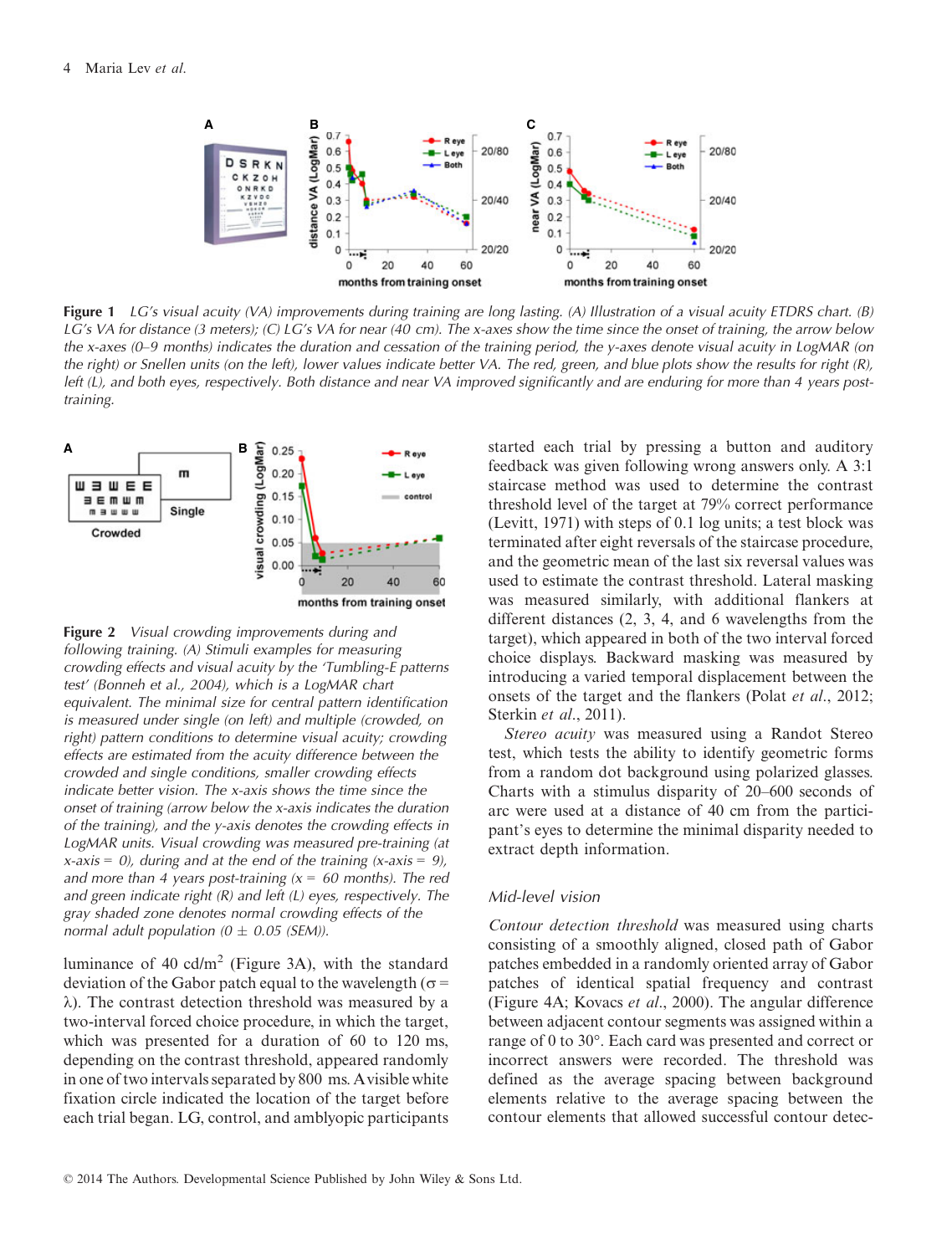**Figure 1** *LG's visual acuity (VA) improvements during training are long lasting. (A) Illustration of a visual acuity ETDRS chart. (B) LG's VA for distance (3 meters); (C) LG's VA for near (40 cm). The x-axes show the time since the onset of training, the arrow below the x-axes (0–9 months) indicates the duration and cessation of the training period, the y-axes denote visual acuity in LogMAR (on the right) or Snellen units (on the left), lower values indicate better VA. The red, green, and blue plots show the results for right (R), left (L), and both eyes, respectively. Both distance and near VA improved significantly and are enduring for more than 4 years post-training.*

**Figure 2** *Visual crowding improvements during and following training. (A) Stimuli examples for measuring crowding effects and visual acuity by the 'Tumbling-E patterns test' (Bonneh et al., 2004), which is a LogMAR chart equivalent. The minimal size for central pattern identification is measured under single (on left) and multiple (crowded, on right) pattern conditions to determine visual acuity; crowding effects are estimated from the acuity difference between the crowded and single conditions, smaller crowding effects indicate better vision. The x-axis shows the time since the onset of training (arrow below the x-axis indicates the duration of the training), and the y-axis denotes the crowding effects in LogMAR units. Visual crowding was measured pre-training (at x-axis = 0), during and at the end of the training (x-axis = 9), and more than 4 years post-training (x = 60 months). The red and green indicate right (R) and left (L) eyes, respectively. The gray shaded zone denotes normal crowding effects of the normal adult population (0 ± 0.05 (SEM)).*

luminance of 40 cd/m$^2$ (Figure 3A), with the standard deviation of the Gabor patch equal to the wavelength ($\sigma = \lambda$). The contrast detection threshold was measured by a two-interval forced choice procedure, in which the target, which was presented for a duration of 60 to 120 ms, depending on the contrast threshold, appeared randomly in one of two intervals separated by 800 ms. A visible white fixation circle indicated the location of the target before each trial began. LG, control, and amblyopic participants started each trial by pressing a button and auditory feedback was given following wrong answers only. A 3:1 staircase method was used to determine the contrast threshold level of the target at 79% correct performance (Levitt, 1971) with steps of 0.1 log units; a test block was terminated after eight reversals of the staircase procedure, and the geometric mean of the last six reversal values was used to estimate the contrast threshold. Lateral masking was measured similarly, with additional flankers at different distances (2, 3, 4, and 6 wavelengths from the target), which appeared in both of the two interval forced choice displays. Backward masking was measured by introducing a varied temporal displacement between the onsets of the target and the flankers (Polat *et al.*, 2012; Sterkin *et al.*, 2011).

*Stereo acuity* was measured using a Randot Stereo test, which tests the ability to identify geometric forms from a random dot background using polarized glasses. Charts with a stimulus disparity of 20–600 seconds of arc were used at a distance of 40 cm from the participant's eyes to determine the minimal disparity needed to extract depth information.

### *Mid-level vision*

*Contour detection threshold* was measured using charts consisting of a smoothly aligned, closed path of Gabor patches embedded in a randomly oriented array of Gabor patches of identical spatial frequency and contrast (Figure 4A; Kovacs *et al.*, 2000). The angular difference between adjacent contour segments was assigned within a range of 0 to 30°. Each card was presented and correct or incorrect answers were recorded. The threshold was defined as the average spacing between background elements relative to the average spacing between the contour elements that allowed successful contour detec-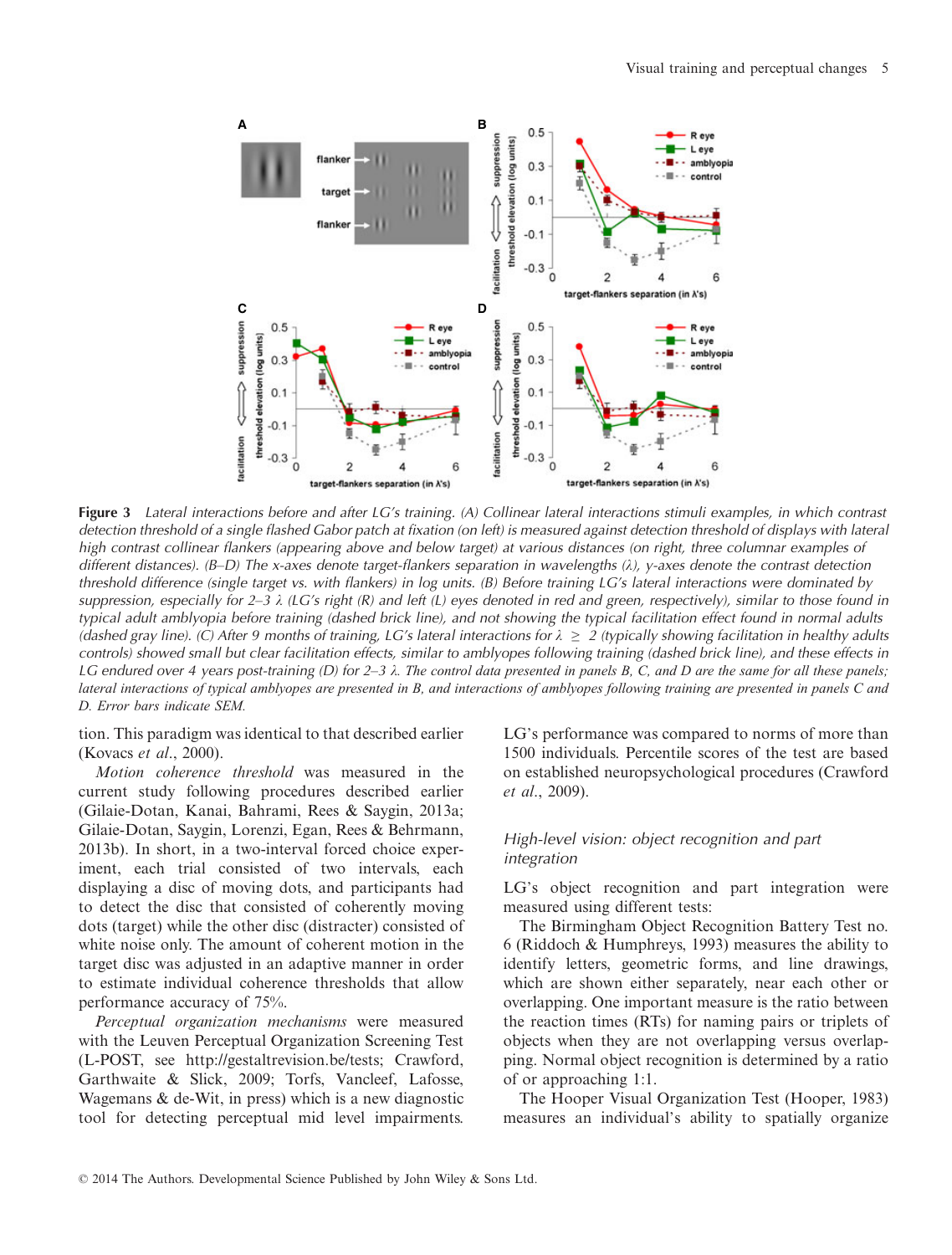**Figure 3** *Lateral interactions before and after LG's training. (A) Collinear lateral interactions stimuli examples, in which contrast detection threshold of a single flashed Gabor patch at fixation (on left) is measured against detection threshold of displays with lateral high contrast collinear flankers (appearing above and below target) at various distances (on right, three columnar examples of different distances). (B–D) The x-axes denote target-flankers separation in wavelengths (λ), y-axes denote the contrast detection threshold difference (single target vs. with flankers) in log units. (B) Before training LG's lateral interactions were dominated by suppression, especially for 2–3 λ (LG's right (R) and left (L) eyes denoted in red and green, respectively), similar to those found in typical adult amblyopia before training (dashed brick line), and not showing the typical facilitation effect found in normal adults (dashed gray line). (C) After 9 months of training, LG's lateral interactions for λ ≥ 2 (typically showing facilitation in healthy adults controls) showed small but clear facilitation effects, similar to amblyopes following training (dashed brick line), and these effects in LG endured over 4 years post-training (D) for 2–3 λ. The control data presented in panels B, C, and D are the same for all these panels; lateral interactions of typical amblyopes are presented in B, and interactions of amblyopes following training are presented in panels C and D. Error bars indicate SEM.*

tion. This paradigm was identical to that described earlier (Kovacs *et al*., 2000).

*Motion coherence threshold* was measured in the current study following procedures described earlier (Gilaie-Dotan, Kanai, Bahrami, Rees & Saygin, 2013a; Gilaie-Dotan, Saygin, Lorenzi, Egan, Rees & Behrmann, 2013b). In short, in a two-interval forced choice experiment, each trial consisted of two intervals, each displaying a disc of moving dots, and participants had to detect the disc that consisted of coherently moving dots (target) while the other disc (distracter) consisted of white noise only. The amount of coherent motion in the target disc was adjusted in an adaptive manner in order to estimate individual coherence thresholds that allow performance accuracy of 75%.

*Perceptual organization mechanisms* were measured with the Leuven Perceptual Organization Screening Test (L-POST, see http://gestaltrevision.be/tests; Crawford, Garthwaite & Slick, 2009; Torfs, Vancleef, Lafosse, Wagemans & de-Wit, in press) which is a new diagnostic tool for detecting perceptual mid level impairments. LG's performance was compared to norms of more than 1500 individuals. Percentile scores of the test are based on established neuropsychological procedures (Crawford *et al*., 2009).

### *High-level vision: object recognition and part integration*

LG's object recognition and part integration were measured using different tests:

The Birmingham Object Recognition Battery Test no. 6 (Riddoch & Humphreys, 1993) measures the ability to identify letters, geometric forms, and line drawings, which are shown either separately, near each other or overlapping. One important measure is the ratio between the reaction times (RTs) for naming pairs or triplets of objects when they are not overlapping versus overlapping. Normal object recognition is determined by a ratio of or approaching 1:1.

The Hooper Visual Organization Test (Hooper, 1983) measures an individual's ability to spatially organize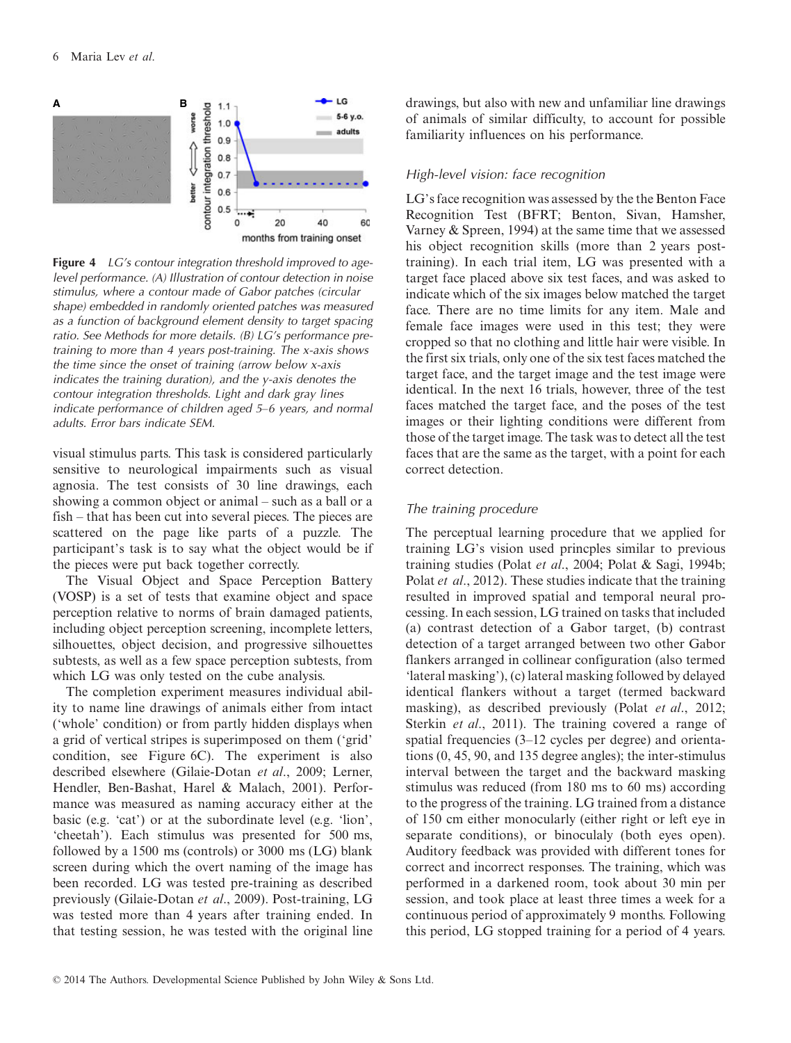**Figure 4** *LG's contour integration threshold improved to age-level performance. (A) Illustration of contour detection in noise stimulus, where a contour made of Gabor patches (circular shape) embedded in randomly oriented patches was measured as a function of background element density to target spacing ratio. See Methods for more details. (B) LG's performance pre-training to more than 4 years post-training. The x-axis shows the time since the onset of training (arrow below x-axis indicates the training duration), and the y-axis denotes the contour integration thresholds. Light and dark gray lines indicate performance of children aged 5–6 years, and normal adults. Error bars indicate SEM.*

visual stimulus parts. This task is considered particularly sensitive to neurological impairments such as visual agnosia. The test consists of 30 line drawings, each showing a common object or animal – such as a ball or a fish – that has been cut into several pieces. The pieces are scattered on the page like parts of a puzzle. The participant's task is to say what the object would be if the pieces were put back together correctly.

The Visual Object and Space Perception Battery (VOSP) is a set of tests that examine object and space perception relative to norms of brain damaged patients, including object perception screening, incomplete letters, silhouettes, object decision, and progressive silhouettes subtests, as well as a few space perception subtests, from which LG was only tested on the cube analysis.

The completion experiment measures individual ability to name line drawings of animals either from intact ('whole' condition) or from partly hidden displays when a grid of vertical stripes is superimposed on them ('grid' condition, see Figure 6C). The experiment is also described elsewhere (Gilaie-Dotan *et al.*, 2009; Lerner, Hendler, Ben-Bashat, Harel & Malach, 2001). Performance was measured as naming accuracy either at the basic (e.g. 'cat') or at the subordinate level (e.g. 'lion', 'cheetah'). Each stimulus was presented for 500 ms, followed by a 1500 ms (controls) or 3000 ms (LG) blank screen during which the overt naming of the image has been recorded. LG was tested pre-training as described previously (Gilaie-Dotan *et al.*, 2009). Post-training, LG was tested more than 4 years after training ended. In that testing session, he was tested with the original line drawings, but also with new and unfamiliar line drawings of animals of similar difficulty, to account for possible familiarity influences on his performance.

### *High-level vision: face recognition*

LG's face recognition was assessed by the the Benton Face Recognition Test (BFRT; Benton, Sivan, Hamsher, Varney & Spreen, 1994) at the same time that we assessed his object recognition skills (more than 2 years post-training). In each trial item, LG was presented with a target face placed above six test faces, and was asked to indicate which of the six images below matched the target face. There are no time limits for any item. Male and female face images were used in this test; they were cropped so that no clothing and little hair were visible. In the first six trials, only one of the six test faces matched the target face, and the target image and the test image were identical. In the next 16 trials, however, three of the test faces matched the target face, and the poses of the test images or their lighting conditions were different from those of the target image. The task was to detect all the test faces that are the same as the target, with a point for each correct detection.

### *The training procedure*

The perceptual learning procedure that we applied for training LG's vision used princples similar to previous training studies (Polat *et al.*, 2004; Polat & Sagi, 1994b; Polat *et al.*, 2012). These studies indicate that the training resulted in improved spatial and temporal neural processing. In each session, LG trained on tasks that included (a) contrast detection of a Gabor target, (b) contrast detection of a target arranged between two other Gabor flankers arranged in collinear configuration (also termed 'lateral masking'), (c) lateral masking followed by delayed identical flankers without a target (termed backward masking), as described previously (Polat *et al.*, 2012; Sterkin *et al.*, 2011). The training covered a range of spatial frequencies (3–12 cycles per degree) and orientations (0, 45, 90, and 135 degree angles); the inter-stimulus interval between the target and the backward masking stimulus was reduced (from 180 ms to 60 ms) according to the progress of the training. LG trained from a distance of 150 cm either monocularly (either right or left eye in separate conditions), or binoculaly (both eyes open). Auditory feedback was provided with different tones for correct and incorrect responses. The training, which was performed in a darkened room, took about 30 min per session, and took place at least three times a week for a continuous period of approximately 9 months. Following this period, LG stopped training for a period of 4 years.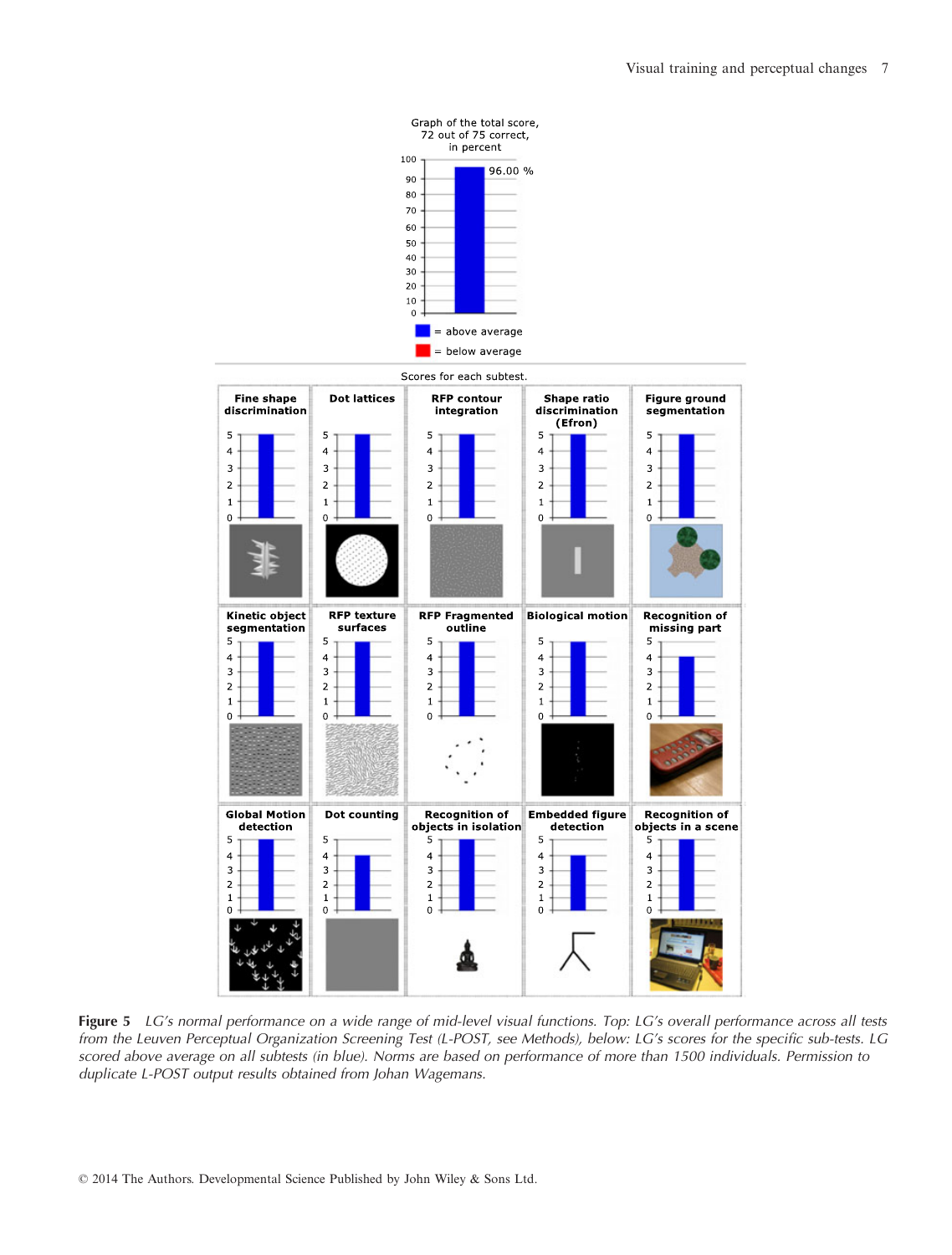Graph of the total score, 72 out of 75 correct, in percent

96.00 %

= above average

= below average

Scores for each subtest.

| Fine shape discrimination | Dot lattices | RFP contour integration | Shape ratio discrimination (Efron) | Figure ground segmentation |
|---|---|---|---|---|
| Kinetic object segmentation | RFP texture surfaces | RFP Fragmented outline | Biological motion | Recognition of missing part |
| Global Motion detection | Dot counting | Recognition of objects in isolation | Embedded figure detection | Recognition of objects in a scene |

**Figure 5** *LG's normal performance on a wide range of mid-level visual functions. Top: LG's overall performance across all tests from the Leuven Perceptual Organization Screening Test (L-POST, see Methods), below: LG's scores for the specific sub-tests. LG scored above average on all subtests (in blue). Norms are based on performance of more than 1500 individuals. Permission to duplicate L-POST output results obtained from Johan Wagemans.*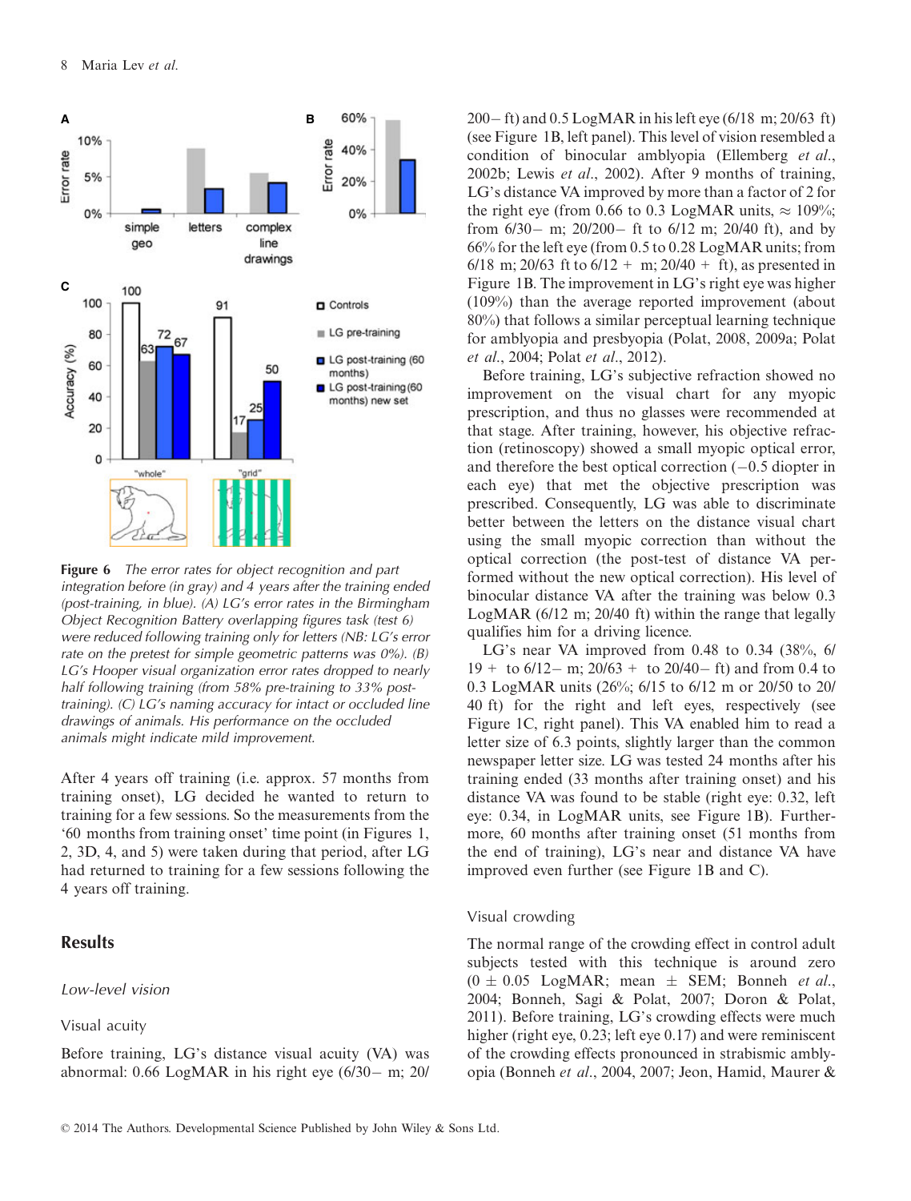**Figure 6** *The error rates for object recognition and part integration before (in gray) and 4 years after the training ended (post-training, in blue). (A) LG's error rates in the Birmingham Object Recognition Battery overlapping figures task (test 6) were reduced following training only for letters (NB: LG's error rate on the pretest for simple geometric patterns was 0%). (B) LG's Hooper visual organization error rates dropped to nearly half following training (from 58% pre-training to 33% post-training). (C) LG's naming accuracy for intact or occluded line drawings of animals. His performance on the occluded animals might indicate mild improvement.*

After 4 years off training (i.e. approx. 57 months from training onset), LG decided he wanted to return to training for a few sessions. So the measurements from the '60 months from training onset' time point (in Figures 1, 2, 3D, 4, and 5) were taken during that period, after LG had returned to training for a few sessions following the 4 years off training.

## Results

### *Low-level vision*

#### Visual acuity

Before training, LG's distance visual acuity (VA) was abnormal: 0.66 LogMAR in his right eye (6/30– m; 20/200– ft) and 0.5 LogMAR in his left eye (6/18 m; 20/63 ft) (see Figure 1B, left panel). This level of vision resembled a condition of binocular amblyopia (Ellemberg *et al.*, 2002b; Lewis *et al.*, 2002). After 9 months of training, LG's distance VA improved by more than a factor of 2 for the right eye (from 0.66 to 0.3 LogMAR units, ≈ 109%; from 6/30– m; 20/200– ft to 6/12 m; 20/40 ft), and by 66% for the left eye (from 0.5 to 0.28 LogMAR units; from 6/18 m; 20/63 ft to 6/12 + m; 20/40 + ft), as presented in Figure 1B. The improvement in LG's right eye was higher (109%) than the average reported improvement (about 80%) that follows a similar perceptual learning technique for amblyopia and presbyopia (Polat, 2008, 2009a; Polat *et al.*, 2004; Polat *et al.*, 2012).

Before training, LG's subjective refraction showed no improvement on the visual chart for any myopic prescription, and thus no glasses were recommended at that stage. After training, however, his objective refraction (retinoscopy) showed a small myopic optical error, and therefore the best optical correction (−0.5 diopter in each eye) that met the objective prescription was prescribed. Consequently, LG was able to discriminate better between the letters on the distance visual chart using the small myopic correction than without the optical correction (the post-test of distance VA performed without the new optical correction). His level of binocular distance VA after the training was below 0.3 LogMAR (6/12 m; 20/40 ft) within the range that legally qualifies him for a driving licence.

LG's near VA improved from 0.48 to 0.34 (38%, 6/19 + to 6/12– m; 20/63 + to 20/40– ft) and from 0.4 to 0.3 LogMAR units (26%; 6/15 to 6/12 m or 20/50 to 20/40 ft) for the right and left eyes, respectively (see Figure 1C, right panel). This VA enabled him to read a letter size of 6.3 points, slightly larger than the common newspaper letter size. LG was tested 24 months after his training ended (33 months after training onset) and his distance VA was found to be stable (right eye: 0.32, left eye: 0.34, in LogMAR units, see Figure 1B). Furthermore, 60 months after training onset (51 months from the end of training), LG's near and distance VA have improved even further (see Figure 1B and C).

#### Visual crowding

The normal range of the crowding effect in control adult subjects tested with this technique is around zero (0 ± 0.05 LogMAR; mean ± SEM; Bonneh *et al.*, 2004; Bonneh, Sagi & Polat, 2007; Doron & Polat, 2011). Before training, LG's crowding effects were much higher (right eye, 0.23; left eye 0.17) and were reminiscent of the crowding effects pronounced in strabismic amblyopia (Bonneh *et al.*, 2004, 2007; Jeon, Hamid, Maurer &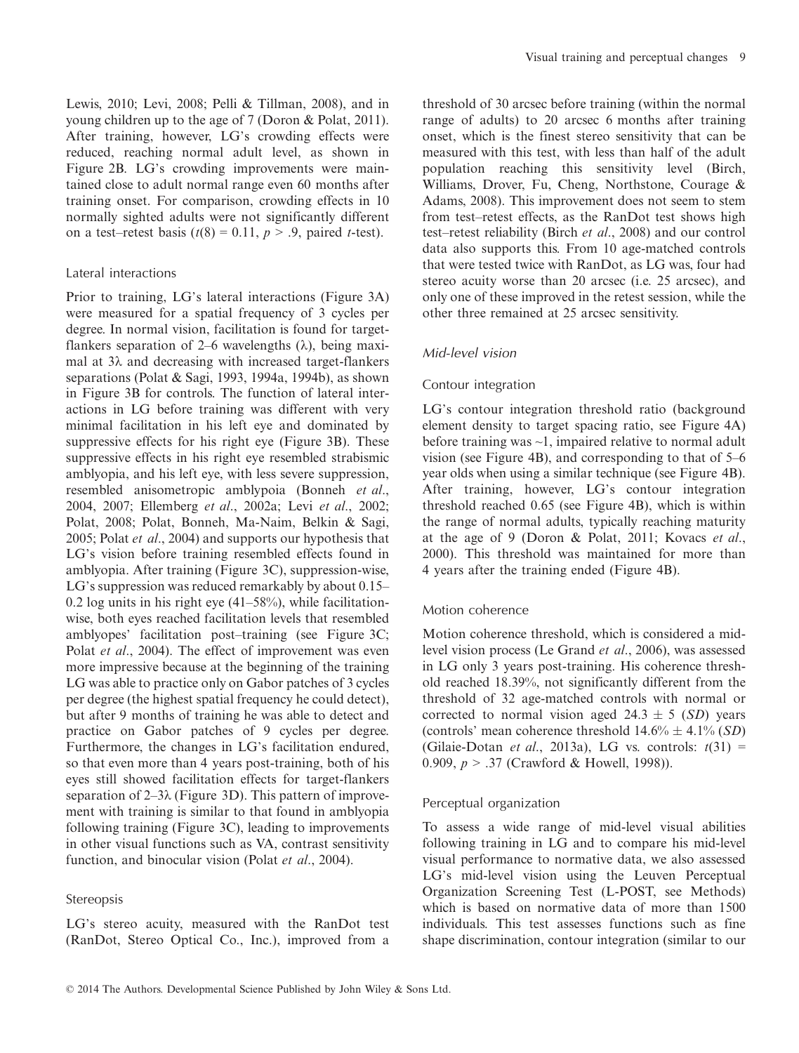Lewis, 2010; Levi, 2008; Pelli & Tillman, 2008), and in young children up to the age of 7 (Doron & Polat, 2011). After training, however, LG's crowding effects were reduced, reaching normal adult level, as shown in Figure 2B. LG's crowding improvements were maintained close to adult normal range even 60 months after training onset. For comparison, crowding effects in 10 normally sighted adults were not significantly different on a test–retest basis ($t(8) = 0.11$, $p > .9$, paired *t*-test).

### Lateral interactions

Prior to training, LG's lateral interactions (Figure 3A) were measured for a spatial frequency of 3 cycles per degree. In normal vision, facilitation is found for target-flankers separation of 2–6 wavelengths ($\lambda$), being maximal at $3\lambda$ and decreasing with increased target-flankers separations (Polat & Sagi, 1993, 1994a, 1994b), as shown in Figure 3B for controls. The function of lateral interactions in LG before training was different with very minimal facilitation in his left eye and dominated by suppressive effects for his right eye (Figure 3B). These suppressive effects in his right eye resembled strabismic amblyopia, and his left eye, with less severe suppression, resembled anisometropic amblypoia (Bonneh *et al*., 2004, 2007; Ellemberg *et al*., 2002a; Levi *et al*., 2002; Polat, 2008; Polat, Bonneh, Ma-Naim, Belkin & Sagi, 2005; Polat *et al*., 2004) and supports our hypothesis that LG's vision before training resembled effects found in amblyopia. After training (Figure 3C), suppression-wise, LG's suppression was reduced remarkably by about 0.15–0.2 log units in his right eye (41–58%), while facilitation-wise, both eyes reached facilitation levels that resembled amblyopes' facilitation post–training (see Figure 3C; Polat *et al*., 2004). The effect of improvement was even more impressive because at the beginning of the training LG was able to practice only on Gabor patches of 3 cycles per degree (the highest spatial frequency he could detect), but after 9 months of training he was able to detect and practice on Gabor patches of 9 cycles per degree. Furthermore, the changes in LG's facilitation endured, so that even more than 4 years post-training, both of his eyes still showed facilitation effects for target-flankers separation of 2–$3\lambda$ (Figure 3D). This pattern of improvement with training is similar to that found in amblyopia following training (Figure 3C), leading to improvements in other visual functions such as VA, contrast sensitivity function, and binocular vision (Polat *et al*., 2004).

### Stereopsis

LG's stereo acuity, measured with the RanDot test (RanDot, Stereo Optical Co., Inc.), improved from a threshold of 30 arcsec before training (within the normal range of adults) to 20 arcsec 6 months after training onset, which is the finest stereo sensitivity that can be measured with this test, with less than half of the adult population reaching this sensitivity level (Birch, Williams, Drover, Fu, Cheng, Northstone, Courage & Adams, 2008). This improvement does not seem to stem from test–retest effects, as the RanDot test shows high test–retest reliability (Birch *et al*., 2008) and our control data also supports this. From 10 age-matched controls that were tested twice with RanDot, as LG was, four had stereo acuity worse than 20 arcsec (i.e. 25 arcsec), and only one of these improved in the retest session, while the other three remained at 25 arcsec sensitivity.

## *Mid-level vision*

### Contour integration

LG's contour integration threshold ratio (background element density to target spacing ratio, see Figure 4A) before training was ~1, impaired relative to normal adult vision (see Figure 4B), and corresponding to that of 5–6 year olds when using a similar technique (see Figure 4B). After training, however, LG's contour integration threshold reached 0.65 (see Figure 4B), which is within the range of normal adults, typically reaching maturity at the age of 9 (Doron & Polat, 2011; Kovacs *et al*., 2000). This threshold was maintained for more than 4 years after the training ended (Figure 4B).

### Motion coherence

Motion coherence threshold, which is considered a mid-level vision process (Le Grand *et al*., 2006), was assessed in LG only 3 years post-training. His coherence threshold reached 18.39%, not significantly different from the threshold of 32 age-matched controls with normal or corrected to normal vision aged $24.3 \pm 5$ (*SD*) years (controls' mean coherence threshold $14.6\% \pm 4.1\%$ (*SD*) (Gilaie-Dotan *et al*., 2013a), LG vs. controls: $t(31) = 0.909$, $p > .37$ (Crawford & Howell, 1998)).

### Perceptual organization

To assess a wide range of mid-level visual abilities following training in LG and to compare his mid-level visual performance to normative data, we also assessed LG's mid-level vision using the Leuven Perceptual Organization Screening Test (L-POST, see Methods) which is based on normative data of more than 1500 individuals. This test assesses functions such as fine shape discrimination, contour integration (similar to our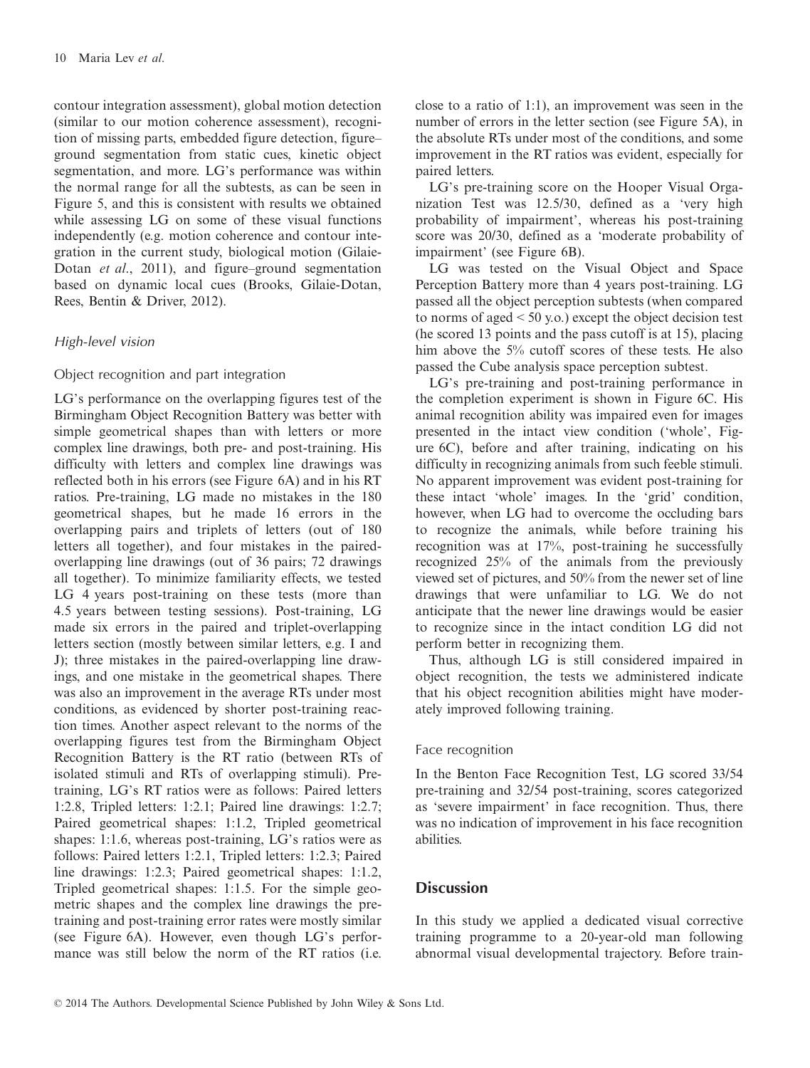contour integration assessment), global motion detection (similar to our motion coherence assessment), recognition of missing parts, embedded figure detection, figure–ground segmentation from static cues, kinetic object segmentation, and more. LG's performance was within the normal range for all the subtests, as can be seen in Figure 5, and this is consistent with results we obtained while assessing LG on some of these visual functions independently (e.g. motion coherence and contour integration in the current study, biological motion (Gilaie-Dotan *et al.*, 2011), and figure–ground segmentation based on dynamic local cues (Brooks, Gilaie-Dotan, Rees, Bentin & Driver, 2012).

### High-level vision

#### Object recognition and part integration

LG's performance on the overlapping figures test of the Birmingham Object Recognition Battery was better with simple geometrical shapes than with letters or more complex line drawings, both pre- and post-training. His difficulty with letters and complex line drawings was reflected both in his errors (see Figure 6A) and in his RT ratios. Pre-training, LG made no mistakes in the 180 geometrical shapes, but he made 16 errors in the overlapping pairs and triplets of letters (out of 180 letters all together), and four mistakes in the paired-overlapping line drawings (out of 36 pairs; 72 drawings all together). To minimize familiarity effects, we tested LG 4 years post-training on these tests (more than 4.5 years between testing sessions). Post-training, LG made six errors in the paired and triplet-overlapping letters section (mostly between similar letters, e.g. I and J); three mistakes in the paired-overlapping line drawings, and one mistake in the geometrical shapes. There was also an improvement in the average RTs under most conditions, as evidenced by shorter post-training reaction times. Another aspect relevant to the norms of the overlapping figures test from the Birmingham Object Recognition Battery is the RT ratio (between RTs of isolated stimuli and RTs of overlapping stimuli). Pre-training, LG's RT ratios were as follows: Paired letters 1:2.8, Tripled letters: 1:2.1; Paired line drawings: 1:2.7; Paired geometrical shapes: 1:1.2, Tripled geometrical shapes: 1:1.6, whereas post-training, LG's ratios were as follows: Paired letters 1:2.1, Tripled letters: 1:2.3; Paired line drawings: 1:2.3; Paired geometrical shapes: 1:1.2, Tripled geometrical shapes: 1:1.5. For the simple geometric shapes and the complex line drawings the pre-training and post-training error rates were mostly similar (see Figure 6A). However, even though LG's performance was still below the norm of the RT ratios (i.e. close to a ratio of 1:1), an improvement was seen in the number of errors in the letter section (see Figure 5A), in the absolute RTs under most of the conditions, and some improvement in the RT ratios was evident, especially for paired letters.

LG's pre-training score on the Hooper Visual Organization Test was 12.5/30, defined as a 'very high probability of impairment', whereas his post-training score was 20/30, defined as a 'moderate probability of impairment' (see Figure 6B).

LG was tested on the Visual Object and Space Perception Battery more than 4 years post-training. LG passed all the object perception subtests (when compared to norms of aged < 50 y.o.) except the object decision test (he scored 13 points and the pass cutoff is at 15), placing him above the 5% cutoff scores of these tests. He also passed the Cube analysis space perception subtest.

LG's pre-training and post-training performance in the completion experiment is shown in Figure 6C. His animal recognition ability was impaired even for images presented in the intact view condition ('whole', Figure 6C), before and after training, indicating on his difficulty in recognizing animals from such feeble stimuli. No apparent improvement was evident post-training for these intact 'whole' images. In the 'grid' condition, however, when LG had to overcome the occluding bars to recognize the animals, while before training his recognition was at 17%, post-training he successfully recognized 25% of the animals from the previously viewed set of pictures, and 50% from the newer set of line drawings that were unfamiliar to LG. We do not anticipate that the newer line drawings would be easier to recognize since in the intact condition LG did not perform better in recognizing them.

Thus, although LG is still considered impaired in object recognition, the tests we administered indicate that his object recognition abilities might have moderately improved following training.

#### Face recognition

In the Benton Face Recognition Test, LG scored 33/54 pre-training and 32/54 post-training, scores categorized as 'severe impairment' in face recognition. Thus, there was no indication of improvement in his face recognition abilities.

## Discussion

In this study we applied a dedicated visual corrective training programme to a 20-year-old man following abnormal visual developmental trajectory. Before train-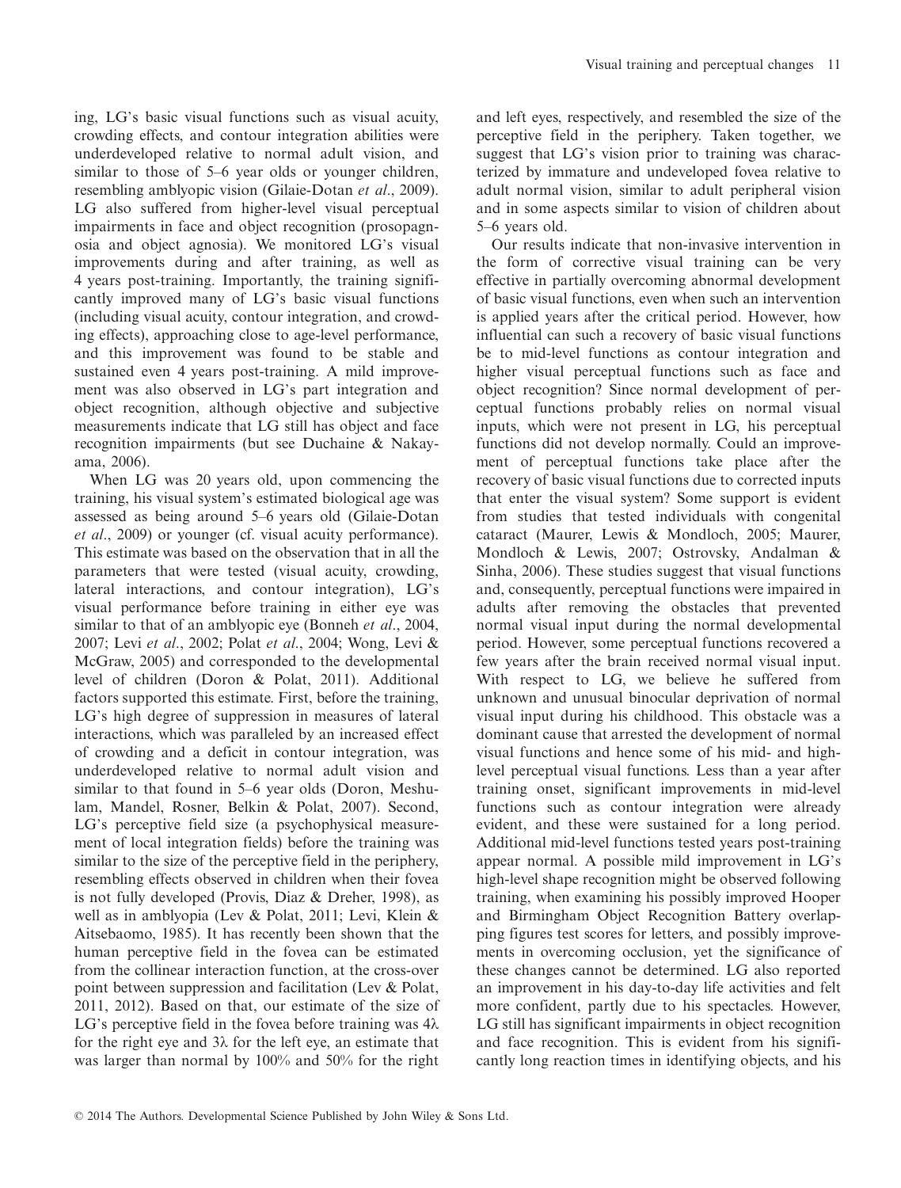ing, LG's basic visual functions such as visual acuity, crowding effects, and contour integration abilities were underdeveloped relative to normal adult vision, and similar to those of 5–6 year olds or younger children, resembling amblyopic vision (Gilaie-Dotan *et al*., 2009). LG also suffered from higher-level visual perceptual impairments in face and object recognition (prosopagnosia and object agnosia). We monitored LG's visual improvements during and after training, as well as 4 years post-training. Importantly, the training significantly improved many of LG's basic visual functions (including visual acuity, contour integration, and crowding effects), approaching close to age-level performance, and this improvement was found to be stable and sustained even 4 years post-training. A mild improvement was also observed in LG's part integration and object recognition, although objective and subjective measurements indicate that LG still has object and face recognition impairments (but see Duchaine & Nakayama, 2006).

When LG was 20 years old, upon commencing the training, his visual system's estimated biological age was assessed as being around 5–6 years old (Gilaie-Dotan *et al*., 2009) or younger (cf. visual acuity performance). This estimate was based on the observation that in all the parameters that were tested (visual acuity, crowding, lateral interactions, and contour integration), LG's visual performance before training in either eye was similar to that of an amblyopic eye (Bonneh *et al*., 2004, 2007; Levi *et al*., 2002; Polat *et al*., 2004; Wong, Levi & McGraw, 2005) and corresponded to the developmental level of children (Doron & Polat, 2011). Additional factors supported this estimate. First, before the training, LG's high degree of suppression in measures of lateral interactions, which was paralleled by an increased effect of crowding and a deficit in contour integration, was underdeveloped relative to normal adult vision and similar to that found in 5–6 year olds (Doron, Meshulam, Mandel, Rosner, Belkin & Polat, 2007). Second, LG's perceptive field size (a psychophysical measurement of local integration fields) before the training was similar to the size of the perceptive field in the periphery, resembling effects observed in children when their fovea is not fully developed (Provis, Diaz & Dreher, 1998), as well as in amblyopia (Lev & Polat, 2011; Levi, Klein & Aitsebaomo, 1985). It has recently been shown that the human perceptive field in the fovea can be estimated from the collinear interaction function, at the cross-over point between suppression and facilitation (Lev & Polat, 2011, 2012). Based on that, our estimate of the size of LG's perceptive field in the fovea before training was $4\lambda$ for the right eye and $3\lambda$ for the left eye, an estimate that was larger than normal by 100% and 50% for the right and left eyes, respectively, and resembled the size of the perceptive field in the periphery. Taken together, we suggest that LG's vision prior to training was characterized by immature and undeveloped fovea relative to adult normal vision, similar to adult peripheral vision and in some aspects similar to vision of children about 5–6 years old.

Our results indicate that non-invasive intervention in the form of corrective visual training can be very effective in partially overcoming abnormal development of basic visual functions, even when such an intervention is applied years after the critical period. However, how influential can such a recovery of basic visual functions be to mid-level functions as contour integration and higher visual perceptual functions such as face and object recognition? Since normal development of perceptual functions probably relies on normal visual inputs, which were not present in LG, his perceptual functions did not develop normally. Could an improvement of perceptual functions take place after the recovery of basic visual functions due to corrected inputs that enter the visual system? Some support is evident from studies that tested individuals with congenital cataract (Maurer, Lewis & Mondloch, 2005; Maurer, Mondloch & Lewis, 2007; Ostrovsky, Andalman & Sinha, 2006). These studies suggest that visual functions and, consequently, perceptual functions were impaired in adults after removing the obstacles that prevented normal visual input during the normal developmental period. However, some perceptual functions recovered a few years after the brain received normal visual input. With respect to LG, we believe he suffered from unknown and unusual binocular deprivation of normal visual input during his childhood. This obstacle was a dominant cause that arrested the development of normal visual functions and hence some of his mid- and high-level perceptual visual functions. Less than a year after training onset, significant improvements in mid-level functions such as contour integration were already evident, and these were sustained for a long period. Additional mid-level functions tested years post-training appear normal. A possible mild improvement in LG's high-level shape recognition might be observed following training, when examining his possibly improved Hooper and Birmingham Object Recognition Battery overlapping figures test scores for letters, and possibly improvements in overcoming occlusion, yet the significance of these changes cannot be determined. LG also reported an improvement in his day-to-day life activities and felt more confident, partly due to his spectacles. However, LG still has significant impairments in object recognition and face recognition. This is evident from his significantly long reaction times in identifying objects, and his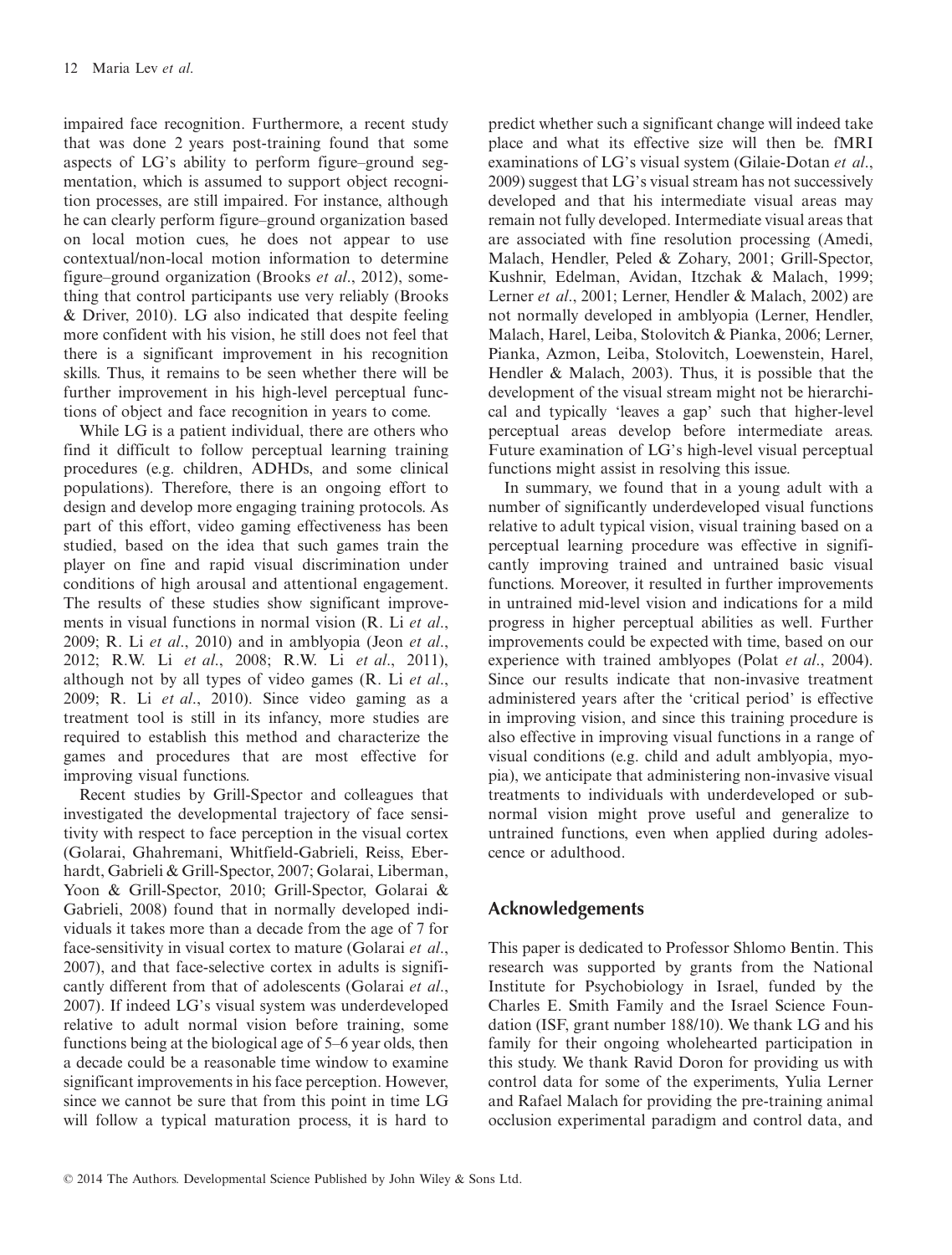impaired face recognition. Furthermore, a recent study that was done 2 years post-training found that some aspects of LG's ability to perform figure–ground segmentation, which is assumed to support object recognition processes, are still impaired. For instance, although he can clearly perform figure–ground organization based on local motion cues, he does not appear to use contextual/non-local motion information to determine figure–ground organization (Brooks *et al*., 2012), something that control participants use very reliably (Brooks & Driver, 2010). LG also indicated that despite feeling more confident with his vision, he still does not feel that there is a significant improvement in his recognition skills. Thus, it remains to be seen whether there will be further improvement in his high-level perceptual functions of object and face recognition in years to come.

While LG is a patient individual, there are others who find it difficult to follow perceptual learning training procedures (e.g. children, ADHDs, and some clinical populations). Therefore, there is an ongoing effort to design and develop more engaging training protocols. As part of this effort, video gaming effectiveness has been studied, based on the idea that such games train the player on fine and rapid visual discrimination under conditions of high arousal and attentional engagement. The results of these studies show significant improvements in visual functions in normal vision (R. Li *et al*., 2009; R. Li *et al*., 2010) and in amblyopia (Jeon *et al*., 2012; R.W. Li *et al*., 2008; R.W. Li *et al*., 2011), although not by all types of video games (R. Li *et al*., 2009; R. Li *et al*., 2010). Since video gaming as a treatment tool is still in its infancy, more studies are required to establish this method and characterize the games and procedures that are most effective for improving visual functions.

Recent studies by Grill-Spector and colleagues that investigated the developmental trajectory of face sensitivity with respect to face perception in the visual cortex (Golarai, Ghahremani, Whitfield-Gabrieli, Reiss, Eberhardt, Gabrieli & Grill-Spector, 2007; Golarai, Liberman, Yoon & Grill-Spector, 2010; Grill-Spector, Golarai & Gabrieli, 2008) found that in normally developed individuals it takes more than a decade from the age of 7 for face-sensitivity in visual cortex to mature (Golarai *et al*., 2007), and that face-selective cortex in adults is significantly different from that of adolescents (Golarai *et al*., 2007). If indeed LG's visual system was underdeveloped relative to adult normal vision before training, some functions being at the biological age of 5–6 year olds, then a decade could be a reasonable time window to examine significant improvements in his face perception. However, since we cannot be sure that from this point in time LG will follow a typical maturation process, it is hard to predict whether such a significant change will indeed take place and what its effective size will then be. fMRI examinations of LG's visual system (Gilaie-Dotan *et al*., 2009) suggest that LG's visual stream has not successively developed and that his intermediate visual areas may remain not fully developed. Intermediate visual areas that are associated with fine resolution processing (Amedi, Malach, Hendler, Peled & Zohary, 2001; Grill-Spector, Kushnir, Edelman, Avidan, Itzchak & Malach, 1999; Lerner *et al*., 2001; Lerner, Hendler & Malach, 2002) are not normally developed in amblyopia (Lerner, Hendler, Malach, Harel, Leiba, Stolovitch & Pianka, 2006; Lerner, Pianka, Azmon, Leiba, Stolovitch, Loewenstein, Harel, Hendler & Malach, 2003). Thus, it is possible that the development of the visual stream might not be hierarchical and typically 'leaves a gap' such that higher-level perceptual areas develop before intermediate areas. Future examination of LG's high-level visual perceptual functions might assist in resolving this issue.

In summary, we found that in a young adult with a number of significantly underdeveloped visual functions relative to adult typical vision, visual training based on a perceptual learning procedure was effective in significantly improving trained and untrained basic visual functions. Moreover, it resulted in further improvements in untrained mid-level vision and indications for a mild progress in higher perceptual abilities as well. Further improvements could be expected with time, based on our experience with trained amblyopes (Polat *et al*., 2004). Since our results indicate that non-invasive treatment administered years after the 'critical period' is effective in improving vision, and since this training procedure is also effective in improving visual functions in a range of visual conditions (e.g. child and adult amblyopia, myopia), we anticipate that administering non-invasive visual treatments to individuals with underdeveloped or subnormal vision might prove useful and generalize to untrained functions, even when applied during adolescence or adulthood.

## Acknowledgements

This paper is dedicated to Professor Shlomo Bentin. This research was supported by grants from the National Institute for Psychobiology in Israel, funded by the Charles E. Smith Family and the Israel Science Foundation (ISF, grant number 188/10). We thank LG and his family for their ongoing wholehearted participation in this study. We thank Ravid Doron for providing us with control data for some of the experiments, Yulia Lerner and Rafael Malach for providing the pre-training animal occlusion experimental paradigm and control data, and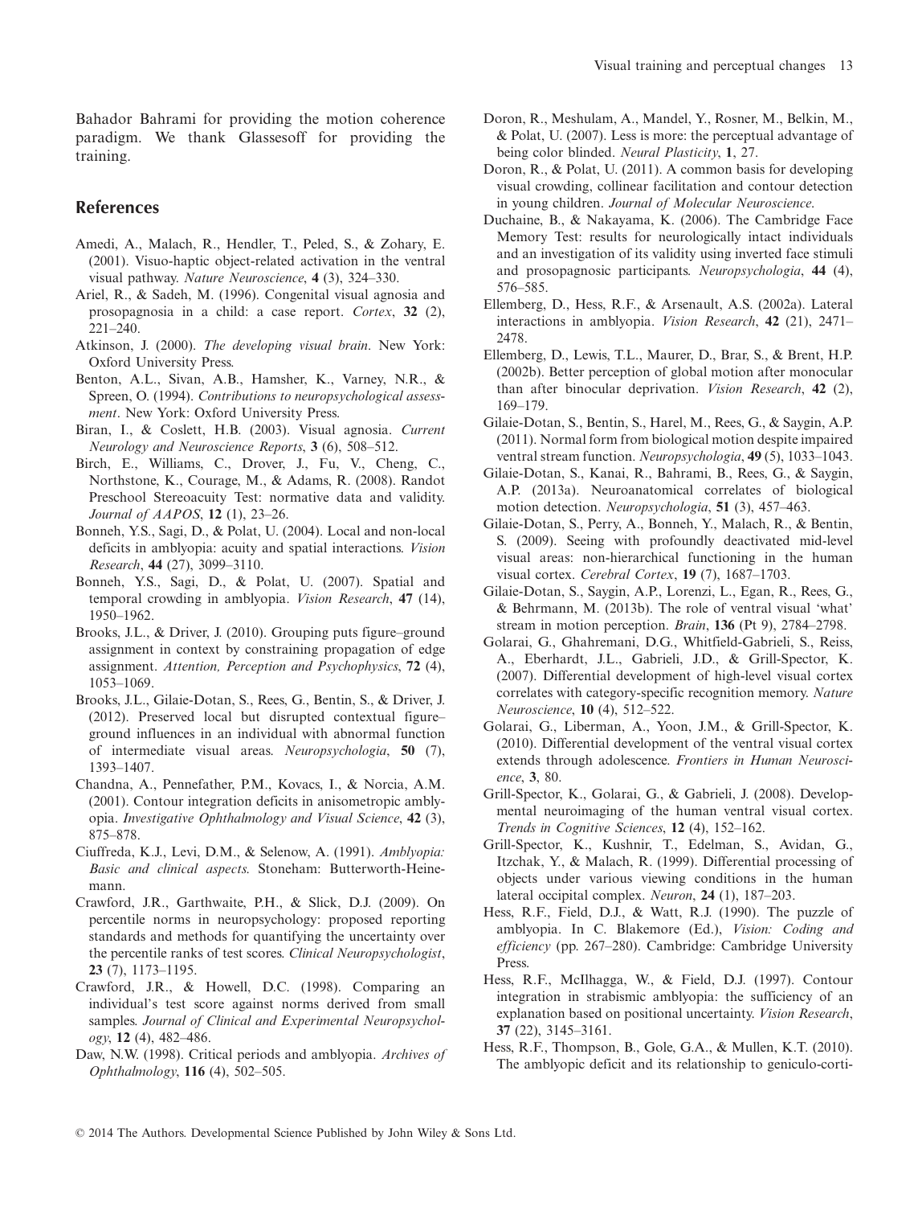Bahador Bahrami for providing the motion coherence paradigm. We thank Glassesoff for providing the training.

## References

Amedi, A., Malach, R., Hendler, T., Peled, S., & Zohary, E. (2001). Visuo-haptic object-related activation in the ventral visual pathway. *Nature Neuroscience*, **4** (3), 324–330.

Ariel, R., & Sadeh, M. (1996). Congenital visual agnosia and prosopagnosia in a child: a case report. *Cortex*, **32** (2), 221–240.

Atkinson, J. (2000). *The developing visual brain*. New York: Oxford University Press.

Benton, A.L., Sivan, A.B., Hamsher, K., Varney, N.R., & Spreen, O. (1994). *Contributions to neuropsychological assessment*. New York: Oxford University Press.

Biran, I., & Coslett, H.B. (2003). Visual agnosia. *Current Neurology and Neuroscience Reports*, **3** (6), 508–512.

Birch, E., Williams, C., Drover, J., Fu, V., Cheng, C., Northstone, K., Courage, M., & Adams, R. (2008). Randot Preschool Stereoacuity Test: normative data and validity. *Journal of AAPOS*, **12** (1), 23–26.

Bonneh, Y.S., Sagi, D., & Polat, U. (2004). Local and non-local deficits in amblyopia: acuity and spatial interactions. *Vision Research*, **44** (27), 3099–3110.

Bonneh, Y.S., Sagi, D., & Polat, U. (2007). Spatial and temporal crowding in amblyopia. *Vision Research*, **47** (14), 1950–1962.

Brooks, J.L., & Driver, J. (2010). Grouping puts figure–ground assignment in context by constraining propagation of edge assignment. *Attention, Perception and Psychophysics*, **72** (4), 1053–1069.

Brooks, J.L., Gilaie-Dotan, S., Rees, G., Bentin, S., & Driver, J. (2012). Preserved local but disrupted contextual figure–ground influences in an individual with abnormal function of intermediate visual areas. *Neuropsychologia*, **50** (7), 1393–1407.

Chandna, A., Pennefather, P.M., Kovacs, I., & Norcia, A.M. (2001). Contour integration deficits in anisometropic amblyopia. *Investigative Ophthalmology and Visual Science*, **42** (3), 875–878.

Ciuffreda, K.J., Levi, D.M., & Selenow, A. (1991). *Amblyopia: Basic and clinical aspects*. Stoneham: Butterworth-Heinemann.

Crawford, J.R., Garthwaite, P.H., & Slick, D.J. (2009). On percentile norms in neuropsychology: proposed reporting standards and methods for quantifying the uncertainty over the percentile ranks of test scores. *Clinical Neuropsychologist*, **23** (7), 1173–1195.

Crawford, J.R., & Howell, D.C. (1998). Comparing an individual's test score against norms derived from small samples. *Journal of Clinical and Experimental Neuropsychology*, **12** (4), 482–486.

Daw, N.W. (1998). Critical periods and amblyopia. *Archives of Ophthalmology*, **116** (4), 502–505.

Doron, R., Meshulam, A., Mandel, Y., Rosner, M., Belkin, M., & Polat, U. (2007). Less is more: the perceptual advantage of being color blinded. *Neural Plasticity*, **1**, 27.

Doron, R., & Polat, U. (2011). A common basis for developing visual crowding, collinear facilitation and contour detection in young children. *Journal of Molecular Neuroscience*.

Duchaine, B., & Nakayama, K. (2006). The Cambridge Face Memory Test: results for neurologically intact individuals and an investigation of its validity using inverted face stimuli and prosopagnosic participants. *Neuropsychologia*, **44** (4), 576–585.

Ellemberg, D., Hess, R.F., & Arsenault, A.S. (2002a). Lateral interactions in amblyopia. *Vision Research*, **42** (21), 2471–2478.

Ellemberg, D., Lewis, T.L., Maurer, D., Brar, S., & Brent, H.P. (2002b). Better perception of global motion after monocular than after binocular deprivation. *Vision Research*, **42** (2), 169–179.

Gilaie-Dotan, S., Bentin, S., Harel, M., Rees, G., & Saygin, A.P. (2011). Normal form from biological motion despite impaired ventral stream function. *Neuropsychologia*, **49** (5), 1033–1043.

Gilaie-Dotan, S., Kanai, R., Bahrami, B., Rees, G., & Saygin, A.P. (2013a). Neuroanatomical correlates of biological motion detection. *Neuropsychologia*, **51** (3), 457–463.

Gilaie-Dotan, S., Perry, A., Bonneh, Y., Malach, R., & Bentin, S. (2009). Seeing with profoundly deactivated mid-level visual areas: non-hierarchical functioning in the human visual cortex. *Cerebral Cortex*, **19** (7), 1687–1703.

Gilaie-Dotan, S., Saygin, A.P., Lorenzi, L., Egan, R., Rees, G., & Behrmann, M. (2013b). The role of ventral visual 'what' stream in motion perception. *Brain*, **136** (Pt 9), 2784–2798.

Golarai, G., Ghahremani, D.G., Whitfield-Gabrieli, S., Reiss, A., Eberhardt, J.L., Gabrieli, J.D., & Grill-Spector, K. (2007). Differential development of high-level visual cortex correlates with category-specific recognition memory. *Nature Neuroscience*, **10** (4), 512–522.

Golarai, G., Liberman, A., Yoon, J.M., & Grill-Spector, K. (2010). Differential development of the ventral visual cortex extends through adolescence. *Frontiers in Human Neuroscience*, **3**, 80.

Grill-Spector, K., Golarai, G., & Gabrieli, J. (2008). Developmental neuroimaging of the human ventral visual cortex. *Trends in Cognitive Sciences*, **12** (4), 152–162.

Grill-Spector, K., Kushnir, T., Edelman, S., Avidan, G., Itzchak, Y., & Malach, R. (1999). Differential processing of objects under various viewing conditions in the human lateral occipital complex. *Neuron*, **24** (1), 187–203.

Hess, R.F., Field, D.J., & Watt, R.J. (1990). The puzzle of amblyopia. In C. Blakemore (Ed.), *Vision: Coding and efficiency* (pp. 267–280). Cambridge: Cambridge University Press.

Hess, R.F., McIlhagga, W., & Field, D.J. (1997). Contour integration in strabismic amblyopia: the sufficiency of an explanation based on positional uncertainty. *Vision Research*, **37** (22), 3145–3161.

Hess, R.F., Thompson, B., Gole, G.A., & Mullen, K.T. (2010). The amblyopic deficit and its relationship to geniculo-corti-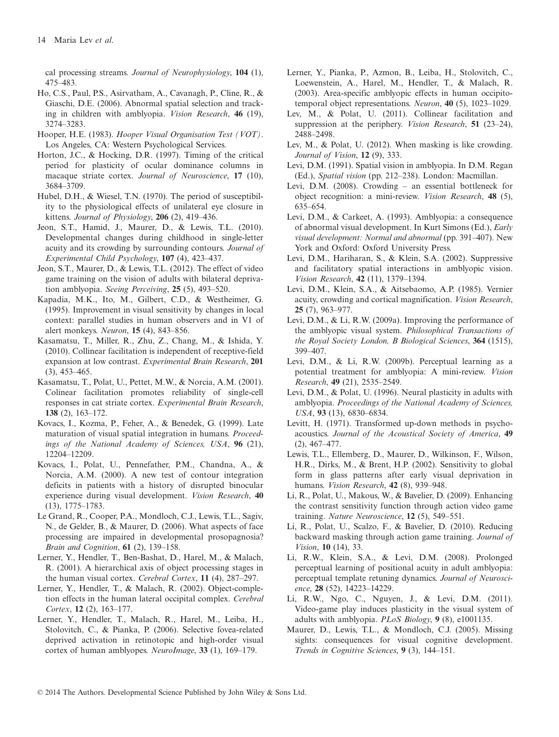cal processing streams. *Journal of Neurophysiology*, **104** (1), 475–483.

Ho, C.S., Paul, P.S., Asirvatham, A., Cavanagh, P., Cline, R., & Giaschi, D.E. (2006). Abnormal spatial selection and tracking in children with amblyopia. *Vision Research*, **46** (19), 3274–3283.

Hooper, H.E. (1983). *Hooper Visual Organisation Test (VOT)*. Los Angeles, CA: Western Psychological Services.

Horton, J.C., & Hocking, D.R. (1997). Timing of the critical period for plasticity of ocular dominance columns in macaque striate cortex. *Journal of Neuroscience*, **17** (10), 3684–3709.

Hubel, D.H., & Wiesel, T.N. (1970). The period of susceptibility to the physiological effects of unilateral eye closure in kittens. *Journal of Physiology*, **206** (2), 419–436.

Jeon, S.T., Hamid, J., Maurer, D., & Lewis, T.L. (2010). Developmental changes during childhood in single-letter acuity and its crowding by surrounding contours. *Journal of Experimental Child Psychology*, **107** (4), 423–437.

Jeon, S.T., Maurer, D., & Lewis, T.L. (2012). The effect of video game training on the vision of adults with bilateral deprivation amblyopia. *Seeing Perceiving*, **25** (5), 493–520.

Kapadia, M.K., Ito, M., Gilbert, C.D., & Westheimer, G. (1995). Improvement in visual sensitivity by changes in local context: parallel studies in human observers and in V1 of alert monkeys. *Neuron*, **15** (4), 843–856.

Kasamatsu, T., Miller, R., Zhu, Z., Chang, M., & Ishida, Y. (2010). Collinear facilitation is independent of receptive-field expansion at low contrast. *Experimental Brain Research*, **201** (3), 453–465.

Kasamatsu, T., Polat, U., Pettet, M.W., & Norcia, A.M. (2001). Colinear facilitation promotes reliability of single-cell responses in cat striate cortex. *Experimental Brain Research*, **138** (2), 163–172.

Kovacs, I., Kozma, P., Feher, A., & Benedek, G. (1999). Late maturation of visual spatial integration in humans. *Proceedings of the National Academy of Sciences, USA*, **96** (21), 12204–12209.

Kovacs, I., Polat, U., Pennefather, P.M., Chandna, A., & Norcia, A.M. (2000). A new test of contour integration deficits in patients with a history of disrupted binocular experience during visual development. *Vision Research*, **40** (13), 1775–1783.

Le Grand, R., Cooper, P.A., Mondloch, C.J., Lewis, T.L., Sagiv, N., de Gelder, B., & Maurer, D. (2006). What aspects of face processing are impaired in developmental prosopagnosia? *Brain and Cognition*, **61** (2), 139–158.

Lerner, Y., Hendler, T., Ben-Bashat, D., Harel, M., & Malach, R. (2001). A hierarchical axis of object processing stages in the human visual cortex. *Cerebral Cortex*, **11** (4), 287–297.

Lerner, Y., Hendler, T., & Malach, R. (2002). Object-completion effects in the human lateral occipital complex. *Cerebral Cortex*, **12** (2), 163–177.

Lerner, Y., Hendler, T., Malach, R., Harel, M., Leiba, H., Stolovitch, C., & Pianka, P. (2006). Selective fovea-related deprived activation in retinotopic and high-order visual cortex of human amblyopes. *NeuroImage*, **33** (1), 169–179.

Lerner, Y., Pianka, P., Azmon, B., Leiba, H., Stolovitch, C., Loewenstein, A., Harel, M., Hendler, T., & Malach, R. (2003). Area-specific amblyopic effects in human occipitotemporal object representations. *Neuron*, **40** (5), 1023–1029.

Lev, M., & Polat, U. (2011). Collinear facilitation and suppression at the periphery. *Vision Research*, **51** (23–24), 2488–2498.

Lev, M., & Polat, U. (2012). When masking is like crowding. *Journal of Vision*, **12** (9), 333.

Levi, D.M. (1991). Spatial vision in amblyopia. In D.M. Regan (Ed.), *Spatial vision* (pp. 212–238). London: Macmillan.

Levi, D.M. (2008). Crowding – an essential bottleneck for object recognition: a mini-review. *Vision Research*, **48** (5), 635–654.

Levi, D.M., & Carkeet, A. (1993). Amblyopia: a consequence of abnormal visual development. In Kurt Simons (Ed.), *Early visual development: Normal and abnormal* (pp. 391–407). New York and Oxford: Oxford University Press.

Levi, D.M., Hariharan, S., & Klein, S.A. (2002). Suppressive and facilitatory spatial interactions in amblyopic vision. *Vision Research*, **42** (11), 1379–1394.

Levi, D.M., Klein, S.A., & Aitsebaomo, A.P. (1985). Vernier acuity, crowding and cortical magnification. *Vision Research*, **25** (7), 963–977.

Levi, D.M., & Li, R.W. (2009a). Improving the performance of the amblyopic visual system. *Philosophical Transactions of the Royal Society London, B Biological Sciences*, **364** (1515), 399–407.

Levi, D.M., & Li, R.W. (2009b). Perceptual learning as a potential treatment for amblyopia: A mini-review. *Vision Research*, **49** (21), 2535–2549.

Levi, D.M., & Polat, U. (1996). Neural plasticity in adults with amblyopia. *Proceedings of the National Academy of Sciences, USA*, **93** (13), 6830–6834.

Levitt, H. (1971). Transformed up-down methods in psychoacoustics. *Journal of the Acoustical Society of America*, **49** (2), 467–477.

Lewis, T.L., Ellemberg, D., Maurer, D., Wilkinson, F., Wilson, H.R., Dirks, M., & Brent, H.P. (2002). Sensitivity to global form in glass patterns after early visual deprivation in humans. *Vision Research*, **42** (8), 939–948.

Li, R., Polat, U., Makous, W., & Bavelier, D. (2009). Enhancing the contrast sensitivity function through action video game training. *Nature Neuroscience*, **12** (5), 549–551.

Li, R., Polat, U., Scalzo, F., & Bavelier, D. (2010). Reducing backward masking through action game training. *Journal of Vision*, **10** (14), 33.

Li, R.W., Klein, S.A., & Levi, D.M. (2008). Prolonged perceptual learning of positional acuity in adult amblyopia: perceptual template retuning dynamics. *Journal of Neuroscience*, **28** (52), 14223–14229.

Li, R.W., Ngo, C., Nguyen, J., & Levi, D.M. (2011). Video-game play induces plasticity in the visual system of adults with amblyopia. *PLoS Biology*, **9** (8), e1001135.

Maurer, D., Lewis, T.L., & Mondloch, C.J. (2005). Missing sights: consequences for visual cognitive development. *Trends in Cognitive Sciences*, **9** (3), 144–151.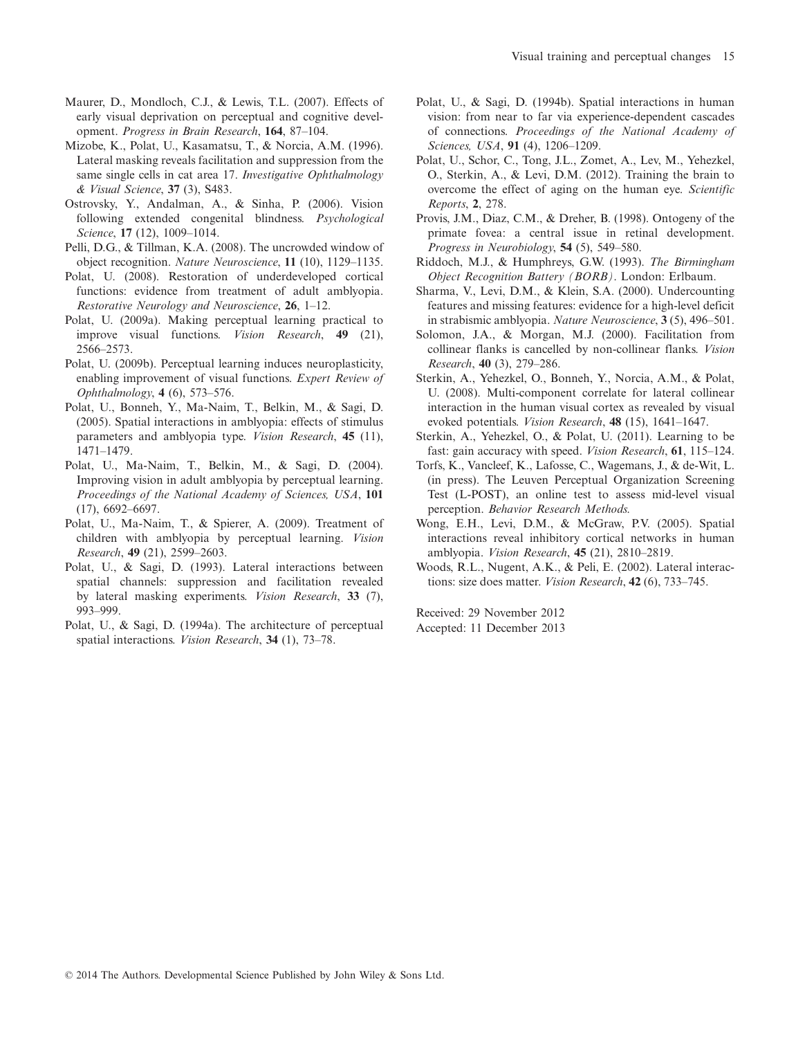Maurer, D., Mondloch, C.J., & Lewis, T.L. (2007). Effects of early visual deprivation on perceptual and cognitive development. *Progress in Brain Research*, **164**, 87–104.

Mizobe, K., Polat, U., Kasamatsu, T., & Norcia, A.M. (1996). Lateral masking reveals facilitation and suppression from the same single cells in cat area 17. *Investigative Ophthalmology & Visual Science*, **37** (3), S483.

Ostrovsky, Y., Andalman, A., & Sinha, P. (2006). Vision following extended congenital blindness. *Psychological Science*, **17** (12), 1009–1014.

Pelli, D.G., & Tillman, K.A. (2008). The uncrowded window of object recognition. *Nature Neuroscience*, **11** (10), 1129–1135.

Polat, U. (2008). Restoration of underdeveloped cortical functions: evidence from treatment of adult amblyopia. *Restorative Neurology and Neuroscience*, **26**, 1–12.

Polat, U. (2009a). Making perceptual learning practical to improve visual functions. *Vision Research*, **49** (21), 2566–2573.

Polat, U. (2009b). Perceptual learning induces neuroplasticity, enabling improvement of visual functions. *Expert Review of Ophthalmology*, **4** (6), 573–576.

Polat, U., Bonneh, Y., Ma-Naim, T., Belkin, M., & Sagi, D. (2005). Spatial interactions in amblyopia: effects of stimulus parameters and amblyopia type. *Vision Research*, **45** (11), 1471–1479.

Polat, U., Ma-Naim, T., Belkin, M., & Sagi, D. (2004). Improving vision in adult amblyopia by perceptual learning. *Proceedings of the National Academy of Sciences, USA*, **101** (17), 6692–6697.

Polat, U., Ma-Naim, T., & Spierer, A. (2009). Treatment of children with amblyopia by perceptual learning. *Vision Research*, **49** (21), 2599–2603.

Polat, U., & Sagi, D. (1993). Lateral interactions between spatial channels: suppression and facilitation revealed by lateral masking experiments. *Vision Research*, **33** (7), 993–999.

Polat, U., & Sagi, D. (1994a). The architecture of perceptual spatial interactions. *Vision Research*, **34** (1), 73–78.

Polat, U., & Sagi, D. (1994b). Spatial interactions in human vision: from near to far via experience-dependent cascades of connections. *Proceedings of the National Academy of Sciences, USA*, **91** (4), 1206–1209.

Polat, U., Schor, C., Tong, J.L., Zomet, A., Lev, M., Yehezkel, O., Sterkin, A., & Levi, D.M. (2012). Training the brain to overcome the effect of aging on the human eye. *Scientific Reports*, **2**, 278.

Provis, J.M., Diaz, C.M., & Dreher, B. (1998). Ontogeny of the primate fovea: a central issue in retinal development. *Progress in Neurobiology*, **54** (5), 549–580.

Riddoch, M.J., & Humphreys, G.W. (1993). *The Birmingham Object Recognition Battery (BORB)*. London: Erlbaum.

Sharma, V., Levi, D.M., & Klein, S.A. (2000). Undercounting features and missing features: evidence for a high-level deficit in strabismic amblyopia. *Nature Neuroscience*, **3** (5), 496–501.

Solomon, J.A., & Morgan, M.J. (2000). Facilitation from collinear flanks is cancelled by non-collinear flanks. *Vision Research*, **40** (3), 279–286.

Sterkin, A., Yehezkel, O., Bonneh, Y., Norcia, A.M., & Polat, U. (2008). Multi-component correlate for lateral collinear interaction in the human visual cortex as revealed by visual evoked potentials. *Vision Research*, **48** (15), 1641–1647.

Sterkin, A., Yehezkel, O., & Polat, U. (2011). Learning to be fast: gain accuracy with speed. *Vision Research*, **61**, 115–124.

Torfs, K., Vancleef, K., Lafosse, C., Wagemans, J., & de-Wit, L. (in press). The Leuven Perceptual Organization Screening Test (L-POST), an online test to assess mid-level visual perception. *Behavior Research Methods.*

Wong, E.H., Levi, D.M., & McGraw, P.V. (2005). Spatial interactions reveal inhibitory cortical networks in human amblyopia. *Vision Research*, **45** (21), 2810–2819.

Woods, R.L., Nugent, A.K., & Peli, E. (2002). Lateral interactions: size does matter. *Vision Research*, **42** (6), 733–745.

Received: 29 November 2012
Accepted: 11 December 2013